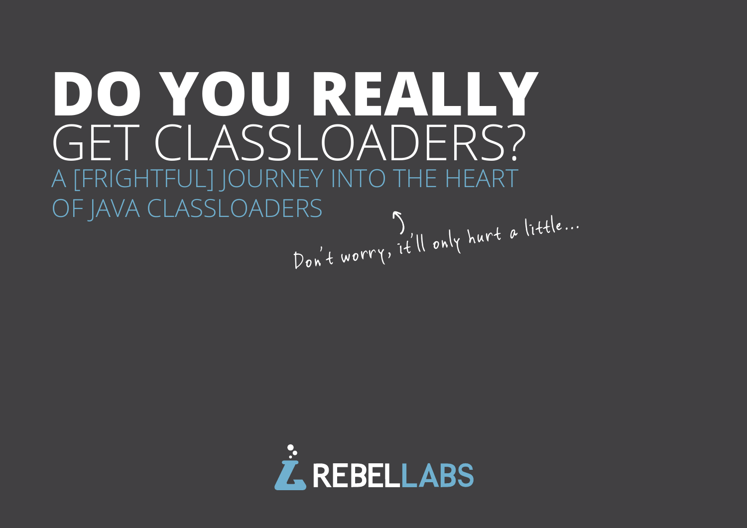# DO YOU REALLY GET CLASSLOADERS?

## A [FRIGHTFUL] JOURNEY INTO THE HEART OF JAVA CLASSLOADERS

*Don't worry, it'll only hurt a little...*

REBELLABS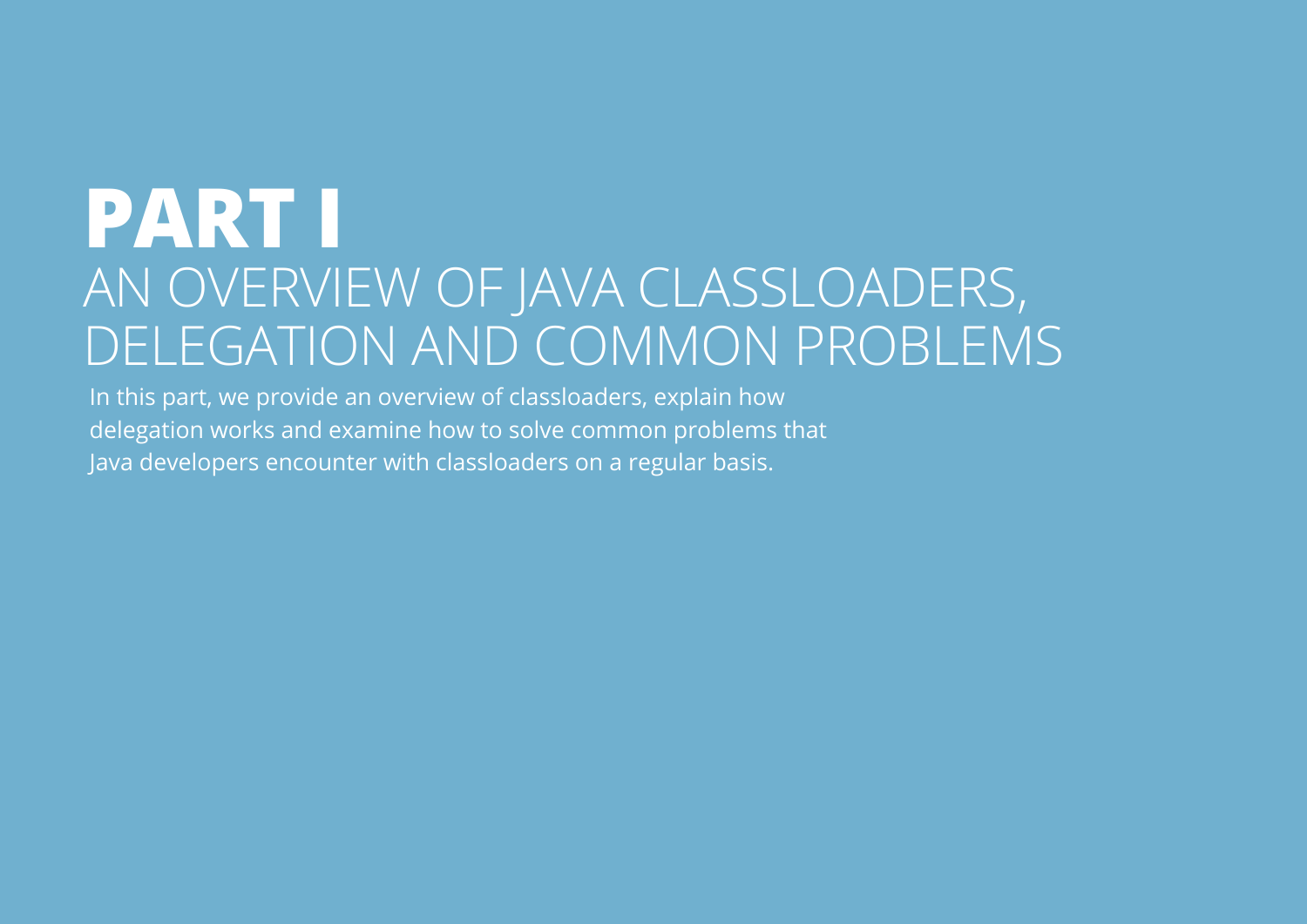# PART I

## AN OVERVIEW OF JAVA CLASSLOADERS, DELEGATION AND COMMON PROBLEMS

In this part, we provide an overview of classloaders, explain how delegation works and examine how to solve common problems that Java developers encounter with classloaders on a regular basis.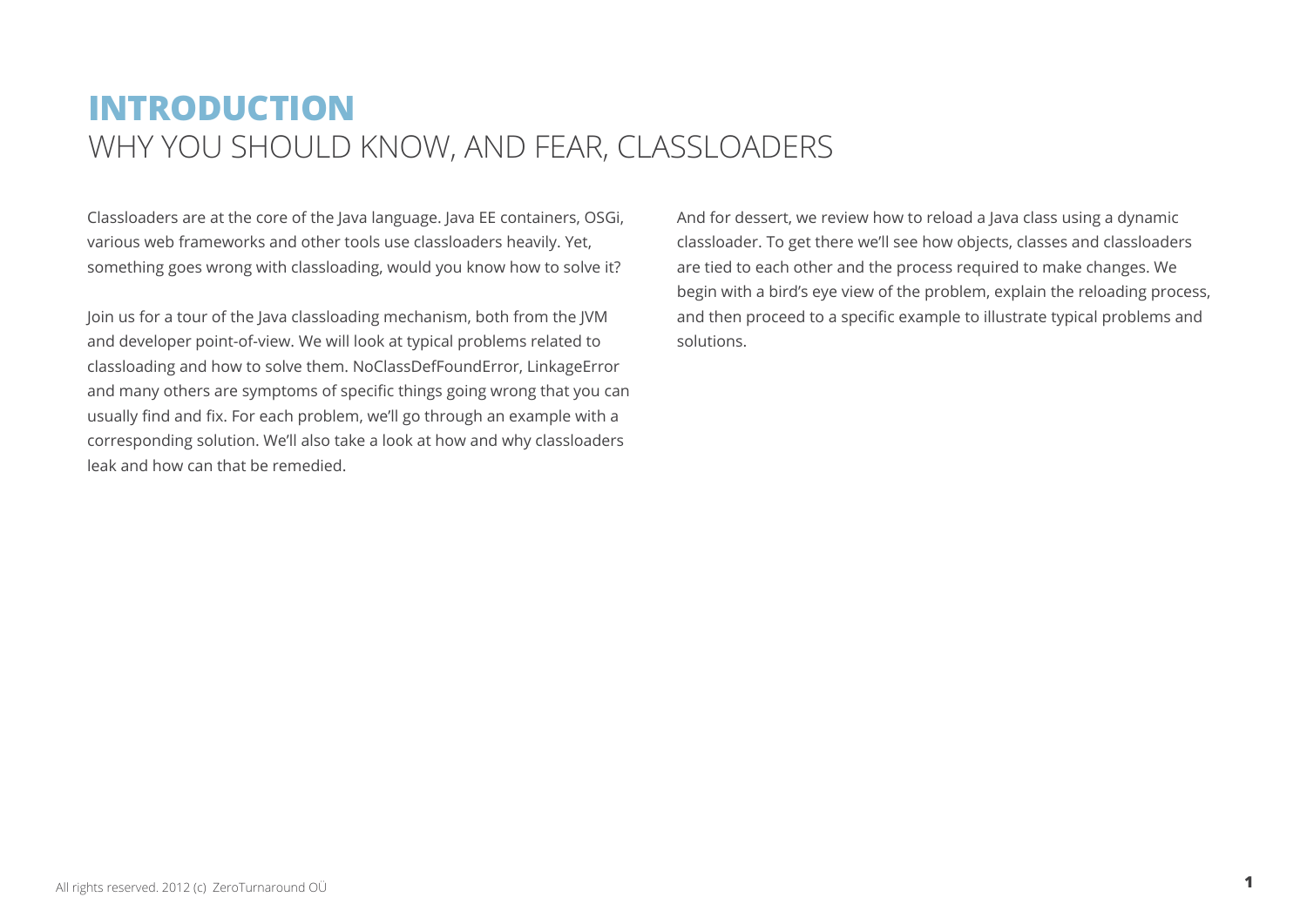# INTRODUCTION

## WHY YOU SHOULD KNOW, AND FEAR, CLASSLOADERS

Classloaders are at the core of the Java language. Java EE containers, OSGi, various web frameworks and other tools use classloaders heavily. Yet, something goes wrong with classloading, would you know how to solve it?

Join us for a tour of the Java classloading mechanism, both from the JVM and developer point-of-view. We will look at typical problems related to classloading and how to solve them. NoClassDefFoundError, LinkageError and many others are symptoms of specific things going wrong that you can usually find and fix. For each problem, we'll go through an example with a corresponding solution. We'll also take a look at how and why classloaders leak and how can that be remedied.

And for dessert, we review how to reload a Java class using a dynamic classloader. To get there we'll see how objects, classes and classloaders are tied to each other and the process required to make changes. We begin with a bird's eye view of the problem, explain the reloading process, and then proceed to a specific example to illustrate typical problems and solutions.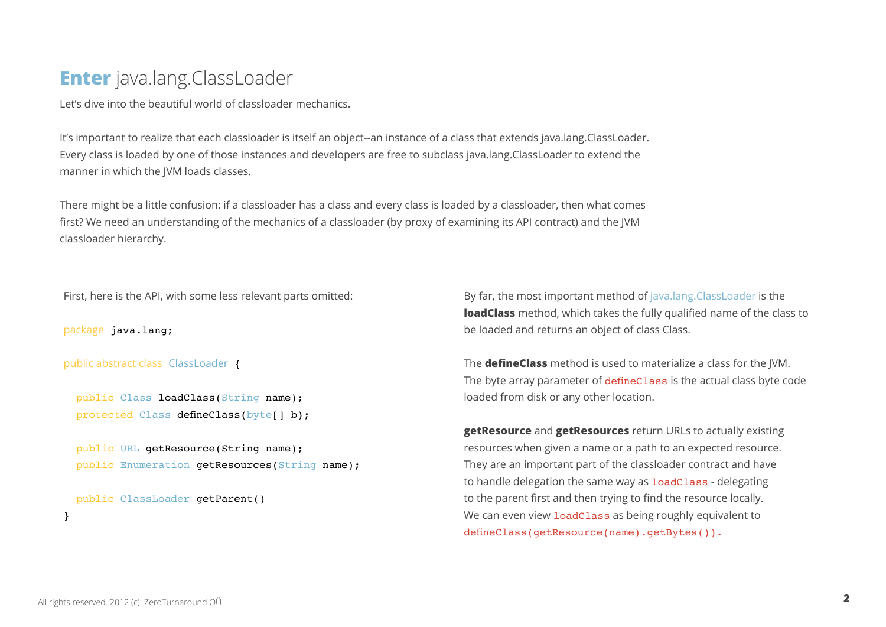# **Enter** java.lang.ClassLoader

Let's dive into the beautiful world of classloader mechanics.

It's important to realize that each classloader is itself an object--an instance of a class that extends java.lang.ClassLoader. Every class is loaded by one of those instances and developers are free to subclass java.lang.ClassLoader to extend the manner in which the JVM loads classes.

There might be a little confusion: if a classloader has a class and every class is loaded by a classloader, then what comes first? We need an understanding of the mechanics of a classloader (by proxy of examining its API contract) and the JVM classloader hierarchy.

First, here is the API, with some less relevant parts omitted:

```
package java.lang;

public abstract class ClassLoader {

  public Class loadClass(String name);
  protected Class defineClass(byte[] b);

  public URL getResource(String name);
  public Enumeration getResources(String name);

  public ClassLoader getParent()
}
```

By far, the most important method of java.lang.ClassLoader is the **loadClass** method, which takes the fully qualified name of the class to be loaded and returns an object of class Class.

The **defineClass** method is used to materialize a class for the JVM. The byte array parameter of `defineClass` is the actual class byte code loaded from disk or any other location.

**getResource** and **getResources** return URLs to actually existing resources when given a name or a path to an expected resource. They are an important part of the classloader contract and have to handle delegation the same way as `loadClass` - delegating to the parent first and then trying to find the resource locally. We can even view `loadClass` as being roughly equivalent to `defineClass(getResource(name).getBytes()).`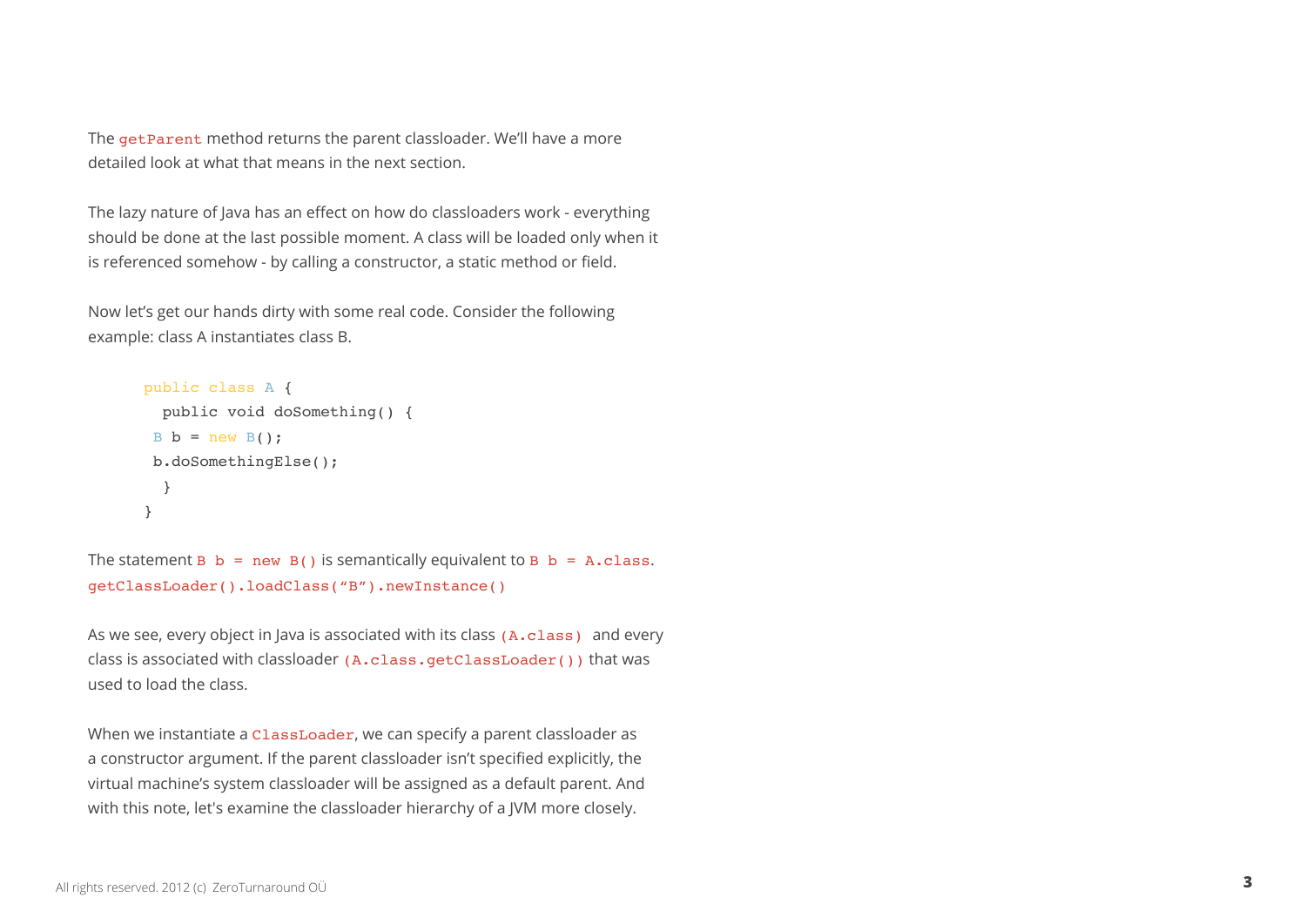The `getParent` method returns the parent classloader. We'll have a more detailed look at what that means in the next section.

The lazy nature of Java has an effect on how do classloaders work - everything should be done at the last possible moment. A class will be loaded only when it is referenced somehow - by calling a constructor, a static method or field.

Now let's get our hands dirty with some real code. Consider the following example: class A instantiates class B.

```
public class A {
  public void doSomething() {
 B b = new B();
 b.doSomethingElse();
  }
}
```

The statement `B b = new B()` is semantically equivalent to `B b = A.class.getClassLoader().loadClass("B").newInstance()`

As we see, every object in Java is associated with its class `(A.class)` and every class is associated with classloader `(A.class.getClassLoader())` that was used to load the class.

When we instantiate a `ClassLoader`, we can specify a parent classloader as a constructor argument. If the parent classloader isn't specified explicitly, the virtual machine's system classloader will be assigned as a default parent. And with this note, let's examine the classloader hierarchy of a JVM more closely.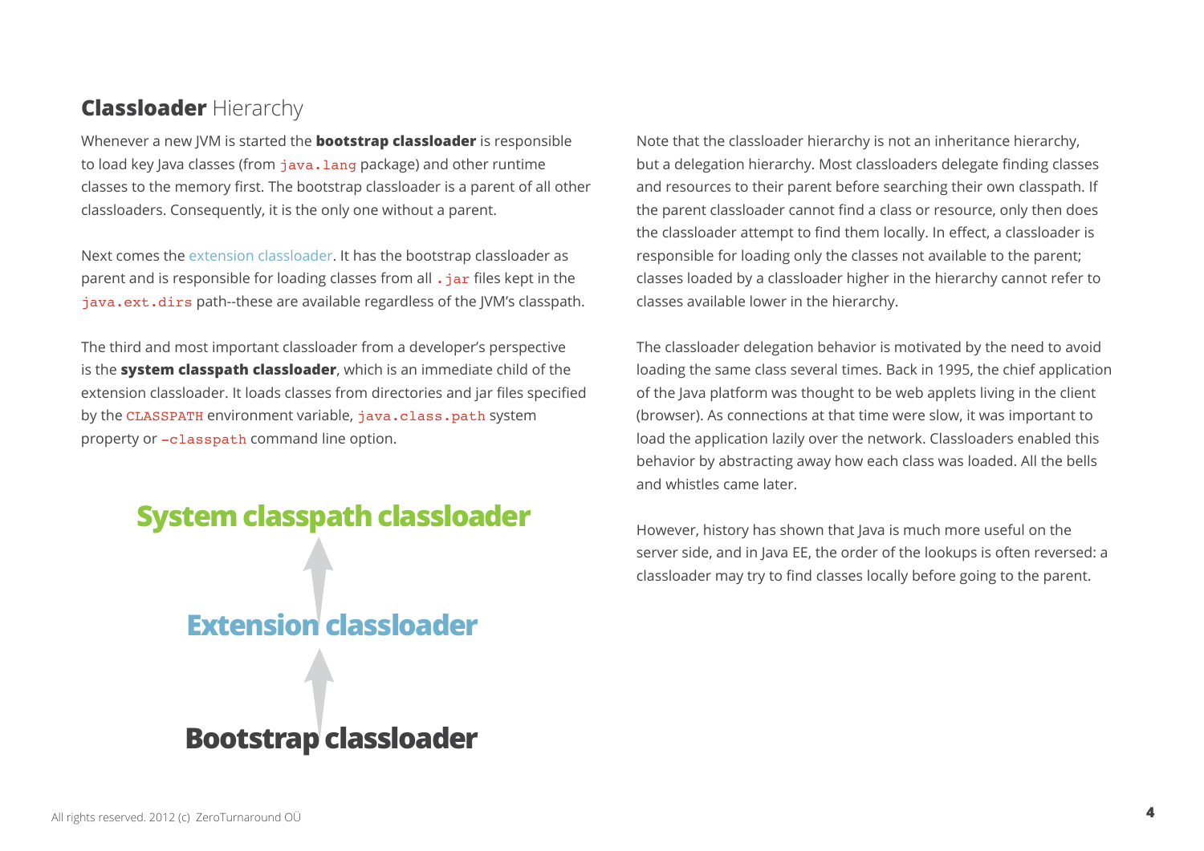## **Classloader** Hierarchy

Whenever a new JVM is started the **bootstrap classloader** is responsible to load key Java classes (from `java.lang` package) and other runtime classes to the memory first. The bootstrap classloader is a parent of all other classloaders. Consequently, it is the only one without a parent.

Next comes the extension classloader. It has the bootstrap classloader as parent and is responsible for loading classes from all `.jar` files kept in the `java.ext.dirs` path--these are available regardless of the JVM's classpath.

The third and most important classloader from a developer's perspective is the **system classpath classloader**, which is an immediate child of the extension classloader. It loads classes from directories and jar files specified by the `CLASSPATH` environment variable, `java.class.path` system property or `-classpath` command line option.

**System classpath classloader**

↑

**Extension classloader**

↑

**Bootstrap classloader**

Note that the classloader hierarchy is not an inheritance hierarchy, but a delegation hierarchy. Most classloaders delegate finding classes and resources to their parent before searching their own classpath. If the parent classloader cannot find a class or resource, only then does the classloader attempt to find them locally. In effect, a classloader is responsible for loading only the classes not available to the parent; classes loaded by a classloader higher in the hierarchy cannot refer to classes available lower in the hierarchy.

The classloader delegation behavior is motivated by the need to avoid loading the same class several times. Back in 1995, the chief application of the Java platform was thought to be web applets living in the client (browser). As connections at that time were slow, it was important to load the application lazily over the network. Classloaders enabled this behavior by abstracting away how each class was loaded. All the bells and whistles came later.

However, history has shown that Java is much more useful on the server side, and in Java EE, the order of the lookups is often reversed: a classloader may try to find classes locally before going to the parent.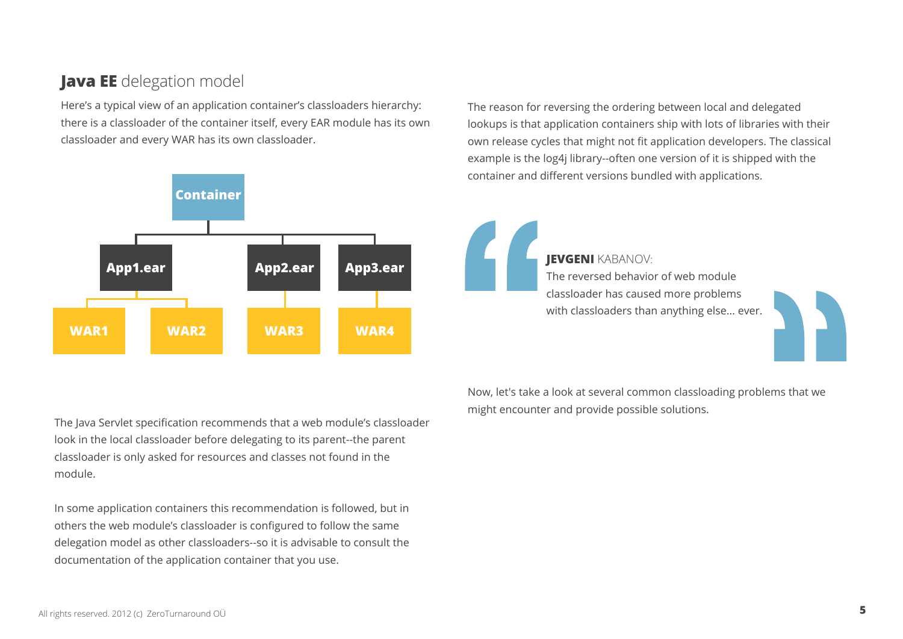## **Java EE** delegation model

Here's a typical view of an application container's classloaders hierarchy: there is a classloader of the container itself, every EAR module has its own classloader and every WAR has its own classloader.

The Java Servlet specification recommends that a web module's classloader look in the local classloader before delegating to its parent--the parent classloader is only asked for resources and classes not found in the module.

In some application containers this recommendation is followed, but in others the web module's classloader is configured to follow the same delegation model as other classloaders--so it is advisable to consult the documentation of the application container that you use.

The reason for reversing the ordering between local and delegated lookups is that application containers ship with lots of libraries with their own release cycles that might not fit application developers. The classical example is the log4j library--often one version of it is shipped with the container and different versions bundled with applications.

> **JEVGENI** KABANOV:
> The reversed behavior of web module classloader has caused more problems with classloaders than anything else... ever.

Now, let's take a look at several common classloading problems that we might encounter and provide possible solutions.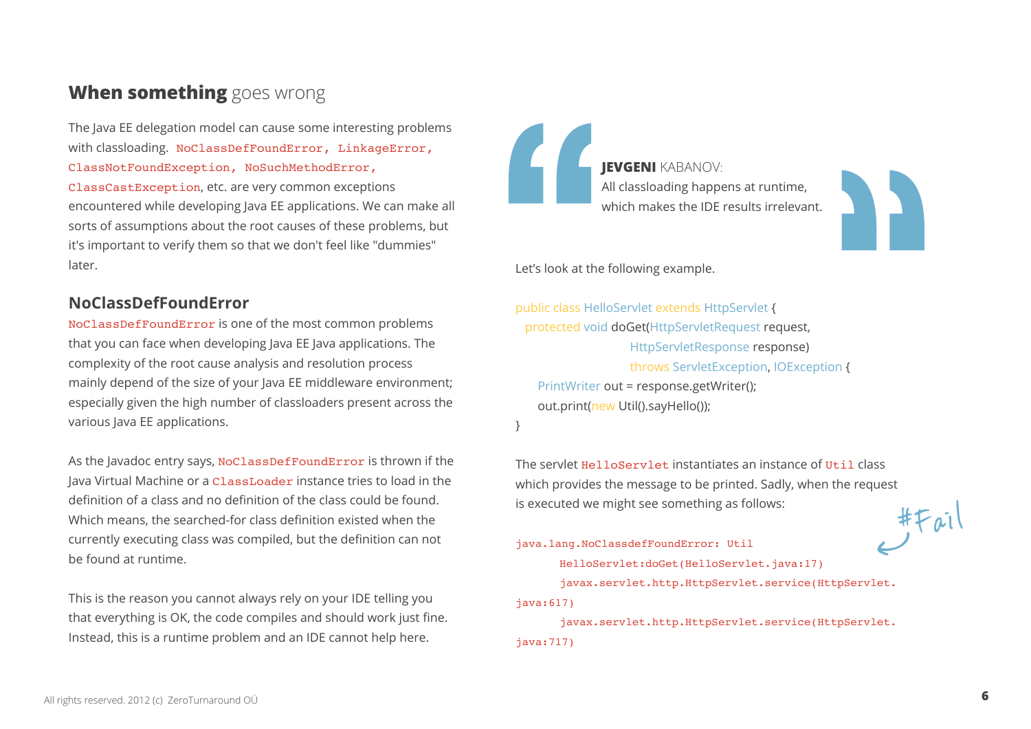## **When something** goes wrong

The Java EE delegation model can cause some interesting problems with classloading. `NoClassDefFoundError, LinkageError, ClassNotFoundException, NoSuchMethodError, ClassCastException`, etc. are very common exceptions encountered while developing Java EE applications. We can make all sorts of assumptions about the root causes of these problems, but it's important to verify them so that we don't feel like "dummies" later.

### NoClassDefFoundError

`NoClassDefFoundError` is one of the most common problems that you can face when developing Java EE Java applications. The complexity of the root cause analysis and resolution process mainly depend of the size of your Java EE middleware environment; especially given the high number of classloaders present across the various Java EE applications.

As the Javadoc entry says, `NoClassDefFoundError` is thrown if the Java Virtual Machine or a `ClassLoader` instance tries to load in the definition of a class and no definition of the class could be found. Which means, the searched-for class definition existed when the currently executing class was compiled, but the definition can not be found at runtime.

This is the reason you cannot always rely on your IDE telling you that everything is OK, the code compiles and should work just fine. Instead, this is a runtime problem and an IDE cannot help here.

> **JEVGENI** KABANOV:
> All classloading happens at runtime, which makes the IDE results irrelevant.

Let's look at the following example.

```
public class HelloServlet extends HttpServlet {
  protected void doGet(HttpServletRequest request,
                       HttpServletResponse response)
                       throws ServletException, IOException {
    PrintWriter out = response.getWriter();
    out.print(new Util().sayHello());
}
```

The servlet `HelloServlet` instantiates an instance of `Util` class which provides the message to be printed. Sadly, when the request is executed we might see something as follows:

#Fail

```
java.lang.NoClassdefFoundError: Util
      HelloServlet:doGet(HelloServlet.java:17)
      javax.servlet.http.HttpServlet.service(HttpServlet.
java:617)
      javax.servlet.http.HttpServlet.service(HttpServlet.
java:717)
```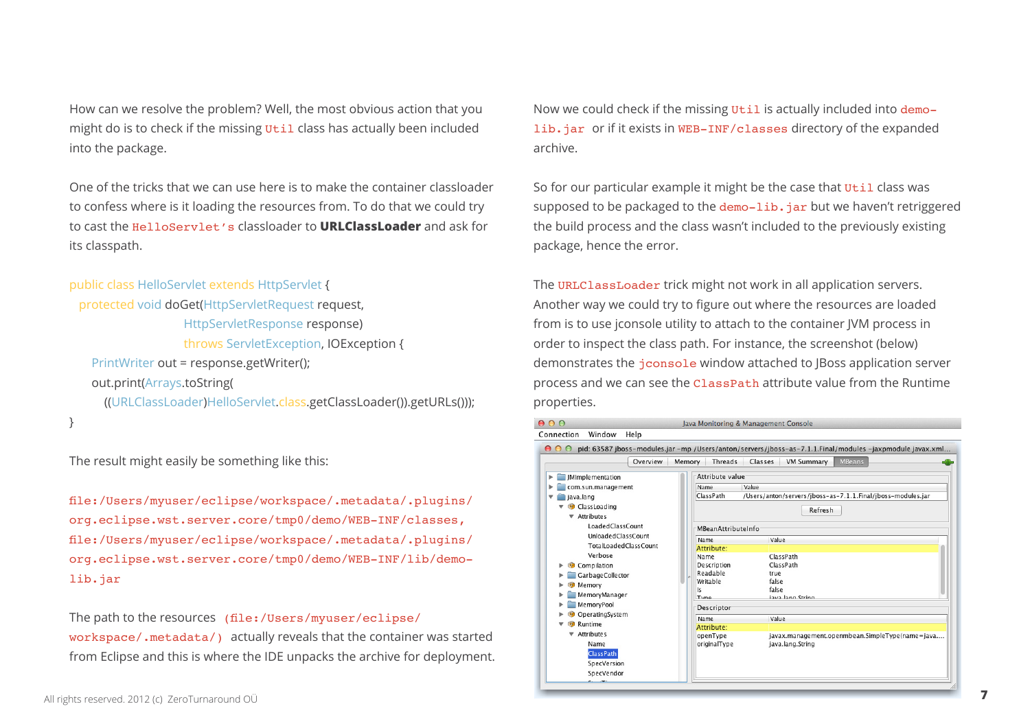How can we resolve the problem? Well, the most obvious action that you might do is to check if the missing `Util` class has actually been included into the package.

One of the tricks that we can use here is to make the container classloader to confess where is it loading the resources from. To do that we could try to cast the `HelloServlet's` classloader to **URLClassLoader** and ask for its classpath.

```
public class HelloServlet extends HttpServlet {
  protected void doGet(HttpServletRequest request,
                       HttpServletResponse response)
                       throws ServletException, IOException {
    PrintWriter out = response.getWriter();
    out.print(Arrays.toString(
      ((URLClassLoader)HelloServlet.class.getClassLoader()).getURLs()));
}
```

The result might easily be something like this:

```
file:/Users/myuser/eclipse/workspace/.metadata/.plugins/
org.eclipse.wst.server.core/tmp0/demo/WEB-INF/classes,
file:/Users/myuser/eclipse/workspace/.metadata/.plugins/
org.eclipse.wst.server.core/tmp0/demo/WEB-INF/lib/demo-
lib.jar
```

The path to the resources (`file:/Users/myuser/eclipse/workspace/.metadata/`) actually reveals that the container was started from Eclipse and this is where the IDE unpacks the archive for deployment.

Now we could check if the missing `Util` is actually included into `demo-lib.jar` or if it exists in `WEB-INF/classes` directory of the expanded archive.

So for our particular example it might be the case that `Util` class was supposed to be packaged to the `demo-lib.jar` but we haven't retriggered the build process and the class wasn't included to the previously existing package, hence the error.

The `URLClassLoader` trick might not work in all application servers. Another way we could try to figure out where the resources are loaded from is to use jconsole utility to attach to the container JVM process in order to inspect the class path. For instance, the screenshot (below) demonstrates the `jconsole` window attached to JBoss application server process and we can see the `ClassPath` attribute value from the Runtime properties.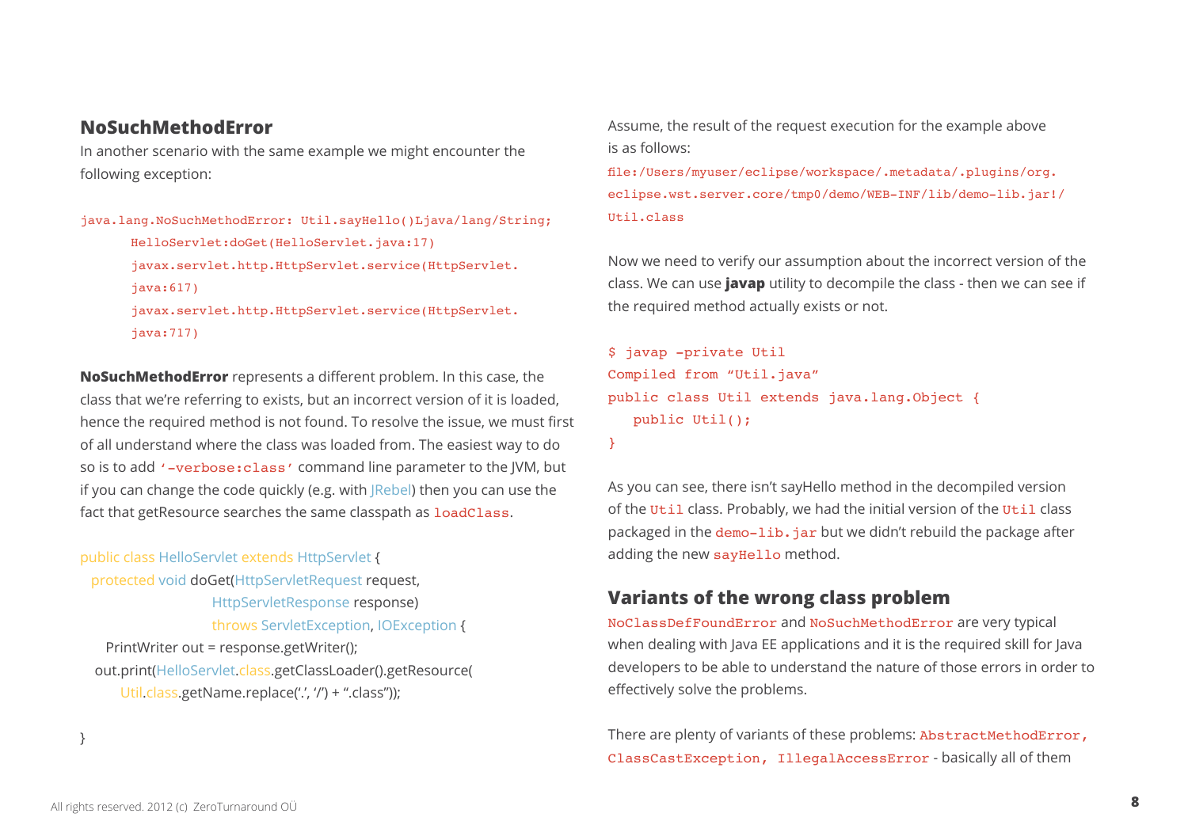## NoSuchMethodError

In another scenario with the same example we might encounter the following exception:

```
java.lang.NoSuchMethodError: Util.sayHello()Ljava/lang/String;
      HelloServlet:doGet(HelloServlet.java:17)
      javax.servlet.http.HttpServlet.service(HttpServlet.
      java:617)
      javax.servlet.http.HttpServlet.service(HttpServlet.
      java:717)
```

**NoSuchMethodError** represents a different problem. In this case, the class that we're referring to exists, but an incorrect version of it is loaded, hence the required method is not found. To resolve the issue, we must first of all understand where the class was loaded from. The easiest way to do so is to add `'-verbose:class'` command line parameter to the JVM, but if you can change the code quickly (e.g. with JRebel) then you can use the fact that getResource searches the same classpath as `loadClass`.

```
public class HelloServlet extends HttpServlet {
  protected void doGet(HttpServletRequest request,
                       HttpServletResponse response)
                       throws ServletException, IOException {
    PrintWriter out = response.getWriter();
   out.print(HelloServlet.class.getClassLoader().getResource(
       Util.class.getName.replace('.', '/') + ".class"));

}
```

Assume, the result of the request execution for the example above is as follows:

```
file:/Users/myuser/eclipse/workspace/.metadata/.plugins/org.
eclipse.wst.server.core/tmp0/demo/WEB-INF/lib/demo-lib.jar!/
Util.class
```

Now we need to verify our assumption about the incorrect version of the class. We can use **javap** utility to decompile the class - then we can see if the required method actually exists or not.

```
$ javap -private Util
Compiled from "Util.java"
public class Util extends java.lang.Object {
   public Util();
}
```

As you can see, there isn't sayHello method in the decompiled version of the `Util` class. Probably, we had the initial version of the `Util` class packaged in the `demo-lib.jar` but we didn't rebuild the package after adding the new `sayHello` method.

## Variants of the wrong class problem

`NoClassDefFoundError` and `NoSuchMethodError` are very typical when dealing with Java EE applications and it is the required skill for Java developers to be able to understand the nature of those errors in order to effectively solve the problems.

There are plenty of variants of these problems: `AbstractMethodError, ClassCastException, IllegalAccessError` - basically all of them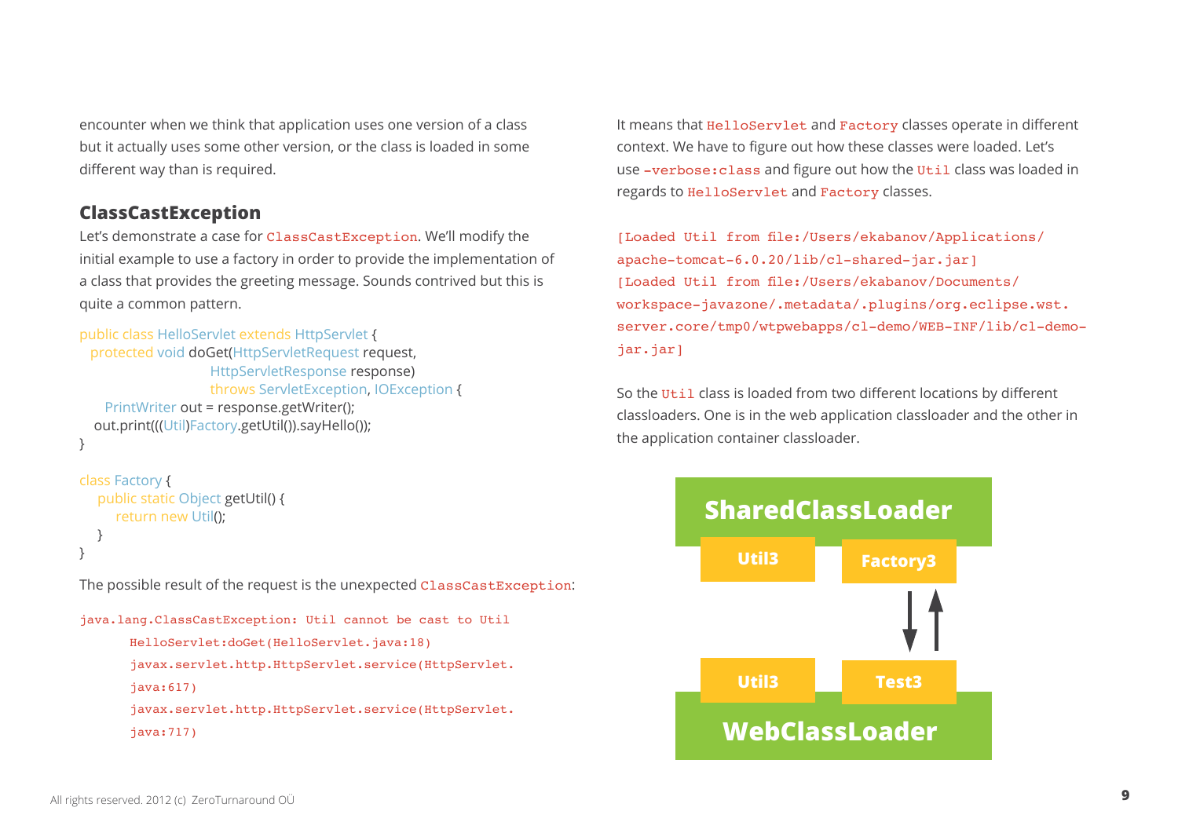encounter when we think that application uses one version of a class but it actually uses some other version, or the class is loaded in some different way than is required.

## ClassCastException

Let's demonstrate a case for `ClassCastException`. We'll modify the initial example to use a factory in order to provide the implementation of a class that provides the greeting message. Sounds contrived but this is quite a common pattern.

```
public class HelloServlet extends HttpServlet {
  protected void doGet(HttpServletRequest request,
                       HttpServletResponse response)
                       throws ServletException, IOException {
     PrintWriter out = response.getWriter();
   out.print(((Util)Factory.getUtil()).sayHello());
}

class Factory {
    public static Object getUtil() {
        return new Util();
    }
}
```

The possible result of the request is the unexpected `ClassCastException`:

```
java.lang.ClassCastException: Util cannot be cast to Util
      HelloServlet:doGet(HelloServlet.java:18)
      javax.servlet.http.HttpServlet.service(HttpServlet.
      java:617)
      javax.servlet.http.HttpServlet.service(HttpServlet.
      java:717)
```

It means that `HelloServlet` and `Factory` classes operate in different context. We have to figure out how these classes were loaded. Let's use `-verbose:class` and figure out how the `Util` class was loaded in regards to `HelloServlet` and `Factory` classes.

```
[Loaded Util from file:/Users/ekabanov/Applications/
apache-tomcat-6.0.20/lib/cl-shared-jar.jar]
[Loaded Util from file:/Users/ekabanov/Documents/
workspace-javazone/.metadata/.plugins/org.eclipse.wst.
server.core/tmp0/wtpwebapps/cl-demo/WEB-INF/lib/cl-demo-
jar.jar]
```

So the `Util` class is loaded from two different locations by different classloaders. One is in the web application classloader and the other in the application container classloader.

SharedClassLoader: Util3, Factory3

WebClassLoader: Util3, Test3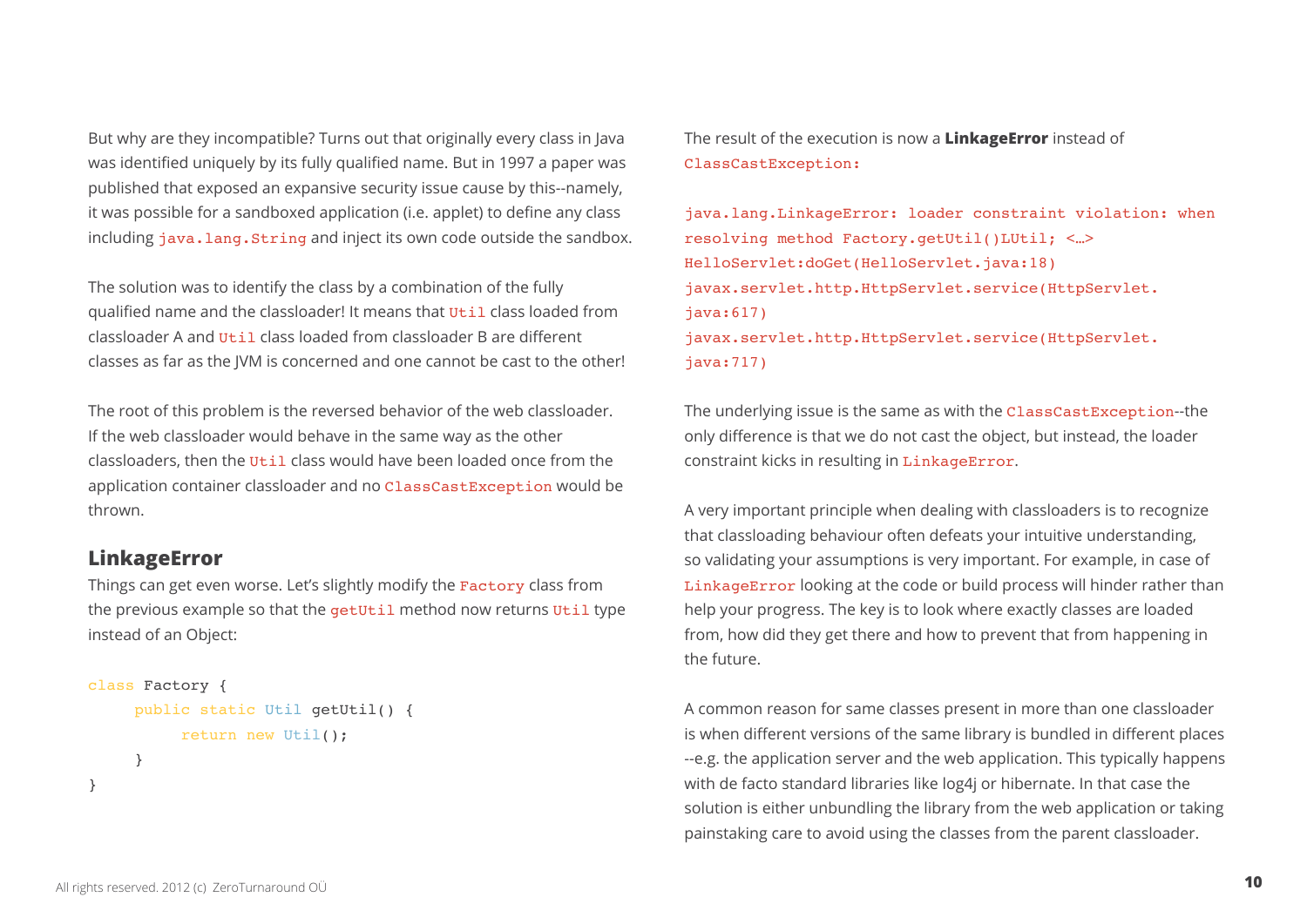But why are they incompatible? Turns out that originally every class in Java was identified uniquely by its fully qualified name. But in 1997 a paper was published that exposed an expansive security issue cause by this--namely, it was possible for a sandboxed application (i.e. applet) to define any class including `java.lang.String` and inject its own code outside the sandbox.

The solution was to identify the class by a combination of the fully qualified name and the classloader! It means that `Util` class loaded from classloader A and `Util` class loaded from classloader B are different classes as far as the JVM is concerned and one cannot be cast to the other!

The root of this problem is the reversed behavior of the web classloader. If the web classloader would behave in the same way as the other classloaders, then the `Util` class would have been loaded once from the application container classloader and no `ClassCastException` would be thrown.

## LinkageError

Things can get even worse. Let's slightly modify the `Factory` class from the previous example so that the `getUtil` method now returns `Util` type instead of an Object:

```
class Factory {
     public static Util getUtil() {
          return new Util();
     }
}
```

The result of the execution is now a **LinkageError** instead of `ClassCastException:`

```
java.lang.LinkageError: loader constraint violation: when
resolving method Factory.getUtil()LUtil; <…>
HelloServlet:doGet(HelloServlet.java:18)
javax.servlet.http.HttpServlet.service(HttpServlet.
java:617)
javax.servlet.http.HttpServlet.service(HttpServlet.
java:717)
```

The underlying issue is the same as with the `ClassCastException`--the only difference is that we do not cast the object, but instead, the loader constraint kicks in resulting in `LinkageError`.

A very important principle when dealing with classloaders is to recognize that classloading behaviour often defeats your intuitive understanding, so validating your assumptions is very important. For example, in case of `LinkageError` looking at the code or build process will hinder rather than help your progress. The key is to look where exactly classes are loaded from, how did they get there and how to prevent that from happening in the future.

A common reason for same classes present in more than one classloader is when different versions of the same library is bundled in different places --e.g. the application server and the web application. This typically happens with de facto standard libraries like log4j or hibernate. In that case the solution is either unbundling the library from the web application or taking painstaking care to avoid using the classes from the parent classloader.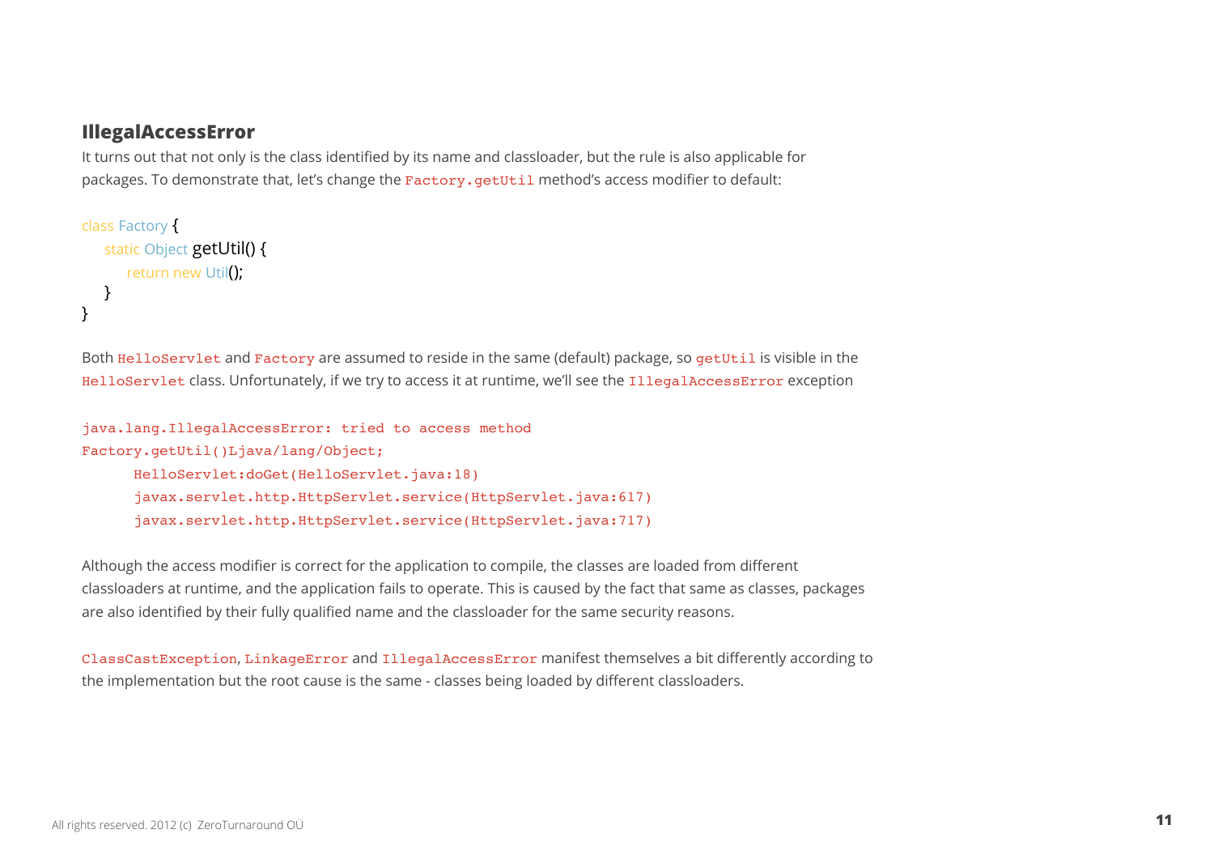### IllegalAccessError

It turns out that not only is the class identified by its name and classloader, but the rule is also applicable for packages. To demonstrate that, let's change the `Factory.getUtil` method's access modifier to default:

```
class Factory {
    static Object getUtil() {
        return new Util();
    }
}
```

Both `HelloServlet` and `Factory` are assumed to reside in the same (default) package, so `getUtil` is visible in the `HelloServlet` class. Unfortunately, if we try to access it at runtime, we'll see the `IllegalAccessError` exception

```
java.lang.IllegalAccessError: tried to access method
Factory.getUtil()Ljava/lang/Object;
      HelloServlet:doGet(HelloServlet.java:18)
      javax.servlet.http.HttpServlet.service(HttpServlet.java:617)
      javax.servlet.http.HttpServlet.service(HttpServlet.java:717)
```

Although the access modifier is correct for the application to compile, the classes are loaded from different classloaders at runtime, and the application fails to operate. This is caused by the fact that same as classes, packages are also identified by their fully qualified name and the classloader for the same security reasons.

`ClassCastException`, `LinkageError` and `IllegalAccessError` manifest themselves a bit differently according to the implementation but the root cause is the same - classes being loaded by different classloaders.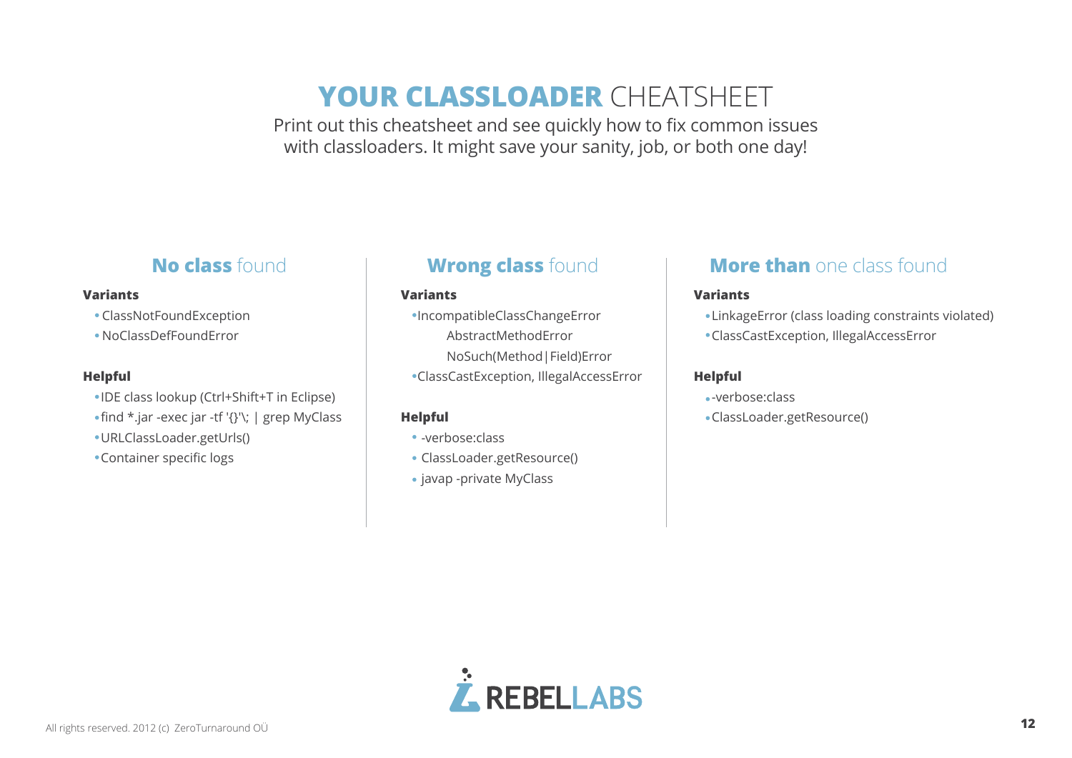# YOUR CLASSLOADER CHEATSHEET

Print out this cheatsheet and see quickly how to fix common issues with classloaders. It might save your sanity, job, or both one day!

## No class found

**Variants**

- ClassNotFoundException
- NoClassDefFoundError

**Helpful**

- IDE class lookup (Ctrl+Shift+T in Eclipse)
- find *.jar -exec jar -tf '{}'\; | grep MyClass
- URLClassLoader.getUrls()
- Container specific logs

## Wrong class found

**Variants**

- IncompatibleClassChangeError
  - AbstractMethodError
  - NoSuch(Method|Field)Error
- ClassCastException, IllegalAccessError

**Helpful**

- -verbose:class
- ClassLoader.getResource()
- javap -private MyClass

## More than one class found

**Variants**

- LinkageError (class loading constraints violated)
- ClassCastException, IllegalAccessError

**Helpful**

- -verbose:class
- ClassLoader.getResource()

REBELLABS

All rights reserved. 2012 (c) ZeroTurnaround OÜ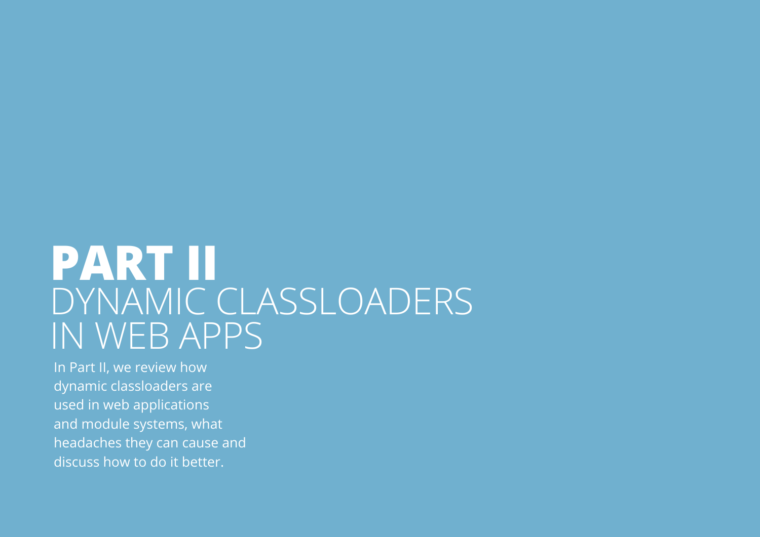# PART II
# DYNAMIC CLASSLOADERS IN WEB APPS

In Part II, we review how dynamic classloaders are used in web applications and module systems, what headaches they can cause and discuss how to do it better.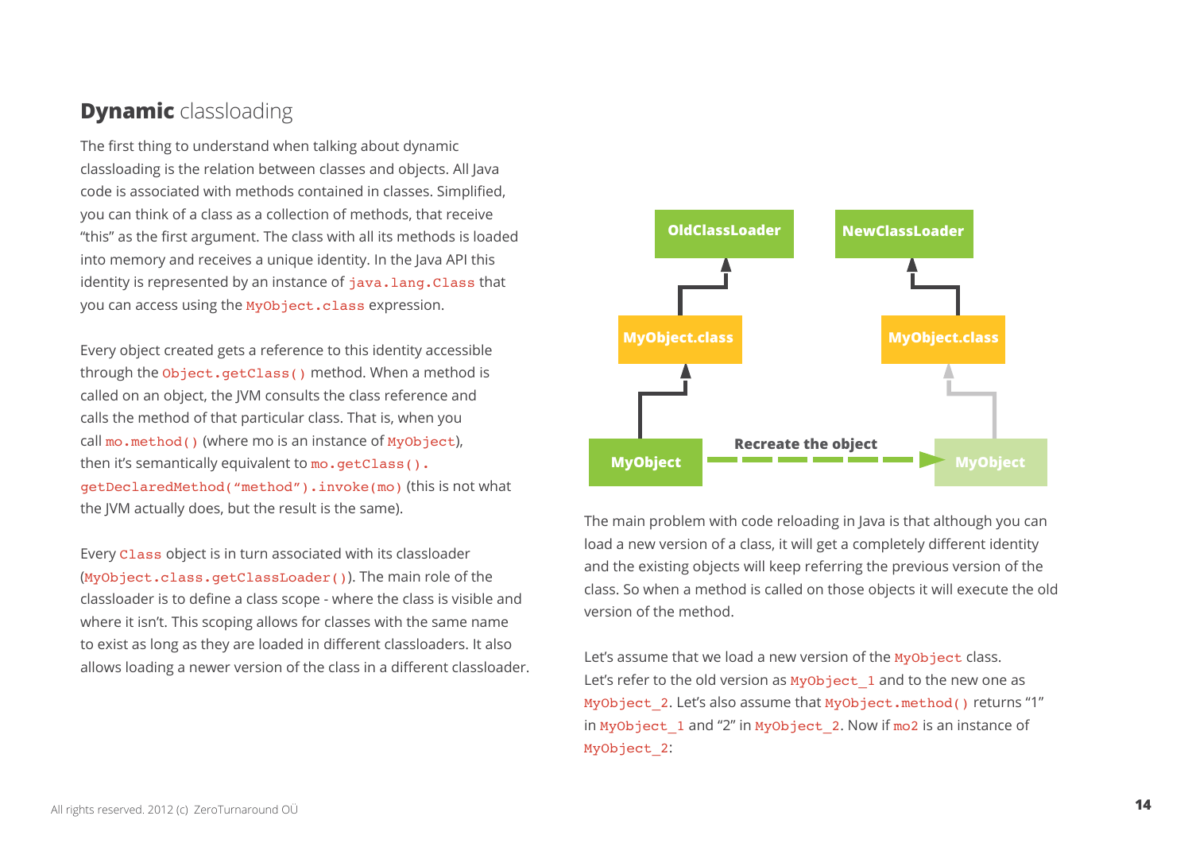## **Dynamic** classloading

The first thing to understand when talking about dynamic classloading is the relation between classes and objects. All Java code is associated with methods contained in classes. Simplified, you can think of a class as a collection of methods, that receive "this" as the first argument. The class with all its methods is loaded into memory and receives a unique identity. In the Java API this identity is represented by an instance of `java.lang.Class` that you can access using the `MyObject.class` expression.

Every object created gets a reference to this identity accessible through the `Object.getClass()` method. When a method is called on an object, the JVM consults the class reference and calls the method of that particular class. That is, when you call `mo.method()` (where mo is an instance of `MyObject`), then it's semantically equivalent to `mo.getClass().getDeclaredMethod("method").invoke(mo)` (this is not what the JVM actually does, but the result is the same).

Every `Class` object is in turn associated with its classloader (`MyObject.class.getClassLoader()`). The main role of the classloader is to define a class scope - where the class is visible and where it isn't. This scoping allows for classes with the same name to exist as long as they are loaded in different classloaders. It also allows loading a newer version of the class in a different classloader.

OldClassLoader | NewClassLoader | MyObject.class | MyObject.class | MyObject | Recreate the object | MyObject

The main problem with code reloading in Java is that although you can load a new version of a class, it will get a completely different identity and the existing objects will keep referring the previous version of the class. So when a method is called on those objects it will execute the old version of the method.

Let's assume that we load a new version of the `MyObject` class. Let's refer to the old version as `MyObject_1` and to the new one as `MyObject_2`. Let's also assume that `MyObject.method()` returns "1" in `MyObject_1` and "2" in `MyObject_2`. Now if `mo2` is an instance of `MyObject_2`: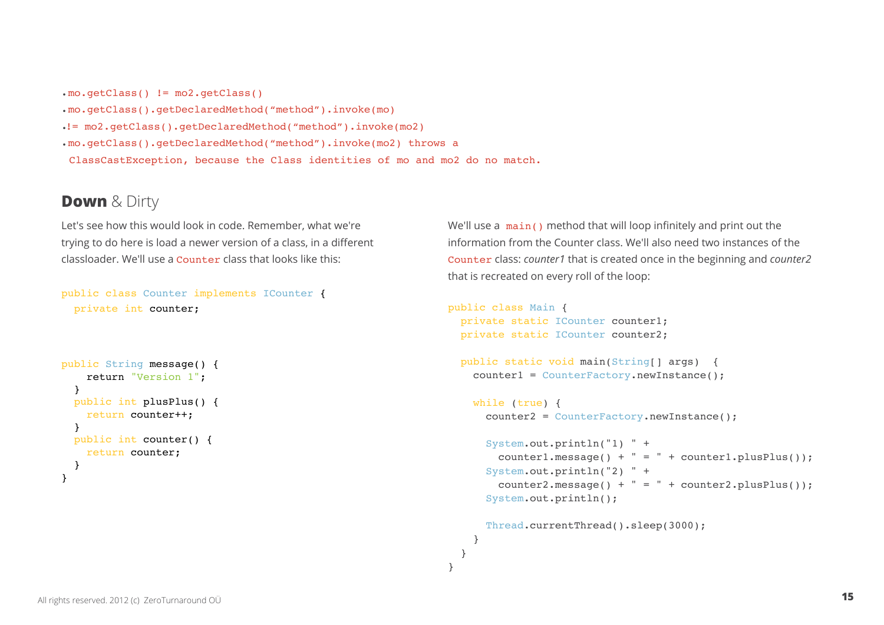- mo.getClass() != mo2.getClass()
- mo.getClass().getDeclaredMethod("method").invoke(mo)
- != mo2.getClass().getDeclaredMethod("method").invoke(mo2)
- mo.getClass().getDeclaredMethod("method").invoke(mo2) throws a ClassCastException, because the Class identities of mo and mo2 do no match.

## **Down** & Dirty

Let's see how this would look in code. Remember, what we're trying to do here is load a newer version of a class, in a different classloader. We'll use a `Counter` class that looks like this:

```
public class Counter implements ICounter {
  private int counter;


public String message() {
    return "Version 1";
  }
  public int plusPlus() {
    return counter++;
  }
  public int counter() {
    return counter;
  }
}
```

We'll use a `main()` method that will loop infinitely and print out the information from the Counter class. We'll also need two instances of the `Counter` class: *counter1* that is created once in the beginning and *counter2* that is recreated on every roll of the loop:

```
public class Main {
  private static ICounter counter1;
  private static ICounter counter2;

  public static void main(String[] args)  {
    counter1 = CounterFactory.newInstance();

    while (true) {
      counter2 = CounterFactory.newInstance();

      System.out.println("1) " +
        counter1.message() + " = " + counter1.plusPlus());
      System.out.println("2) " +
        counter2.message() + " = " + counter2.plusPlus());
      System.out.println();

      Thread.currentThread().sleep(3000);
    }
  }
}
```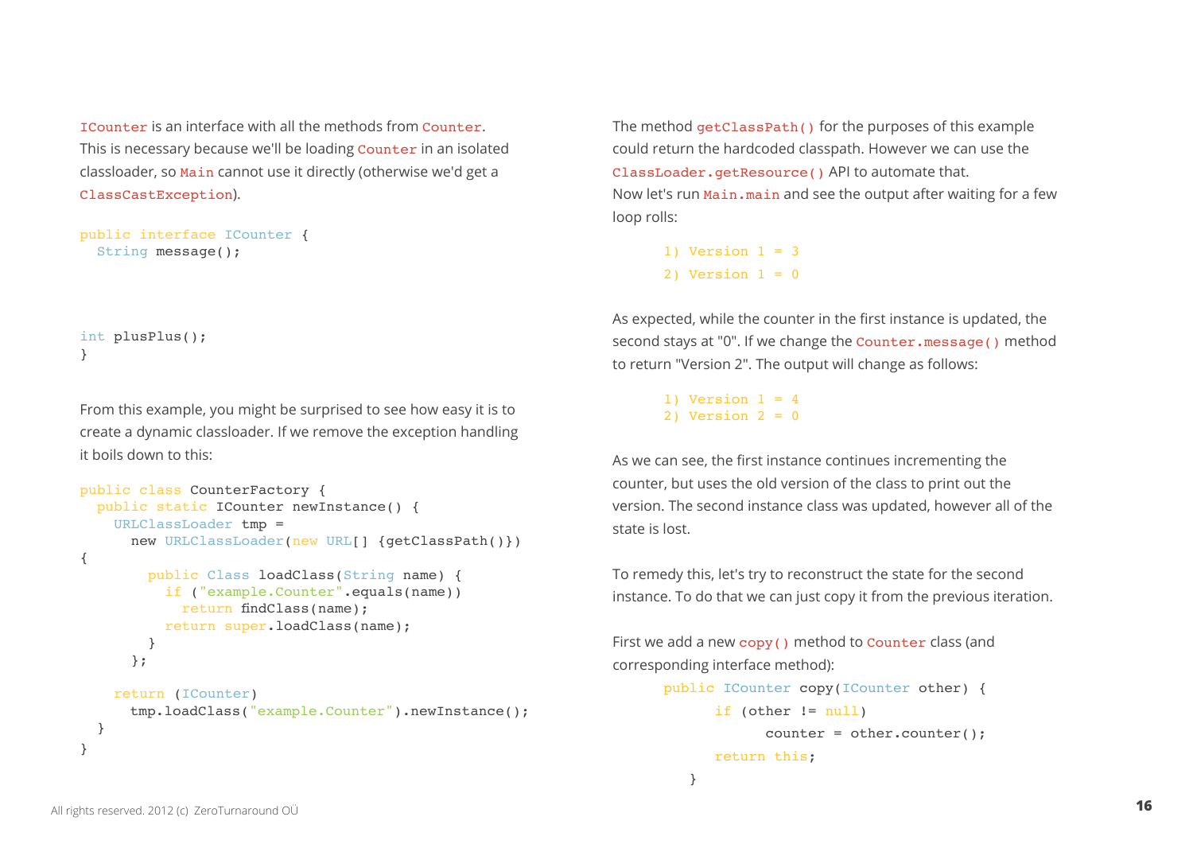ICounter is an interface with all the methods from Counter. This is necessary because we'll be loading Counter in an isolated classloader, so Main cannot use it directly (otherwise we'd get a ClassCastException).

```
public interface ICounter {
  String message();



int plusPlus();
}
```

From this example, you might be surprised to see how easy it is to create a dynamic classloader. If we remove the exception handling it boils down to this:

```
public class CounterFactory {
  public static ICounter newInstance() {
    URLClassLoader tmp =
      new URLClassLoader(new URL[] {getClassPath()})
{
        public Class loadClass(String name) {
          if ("example.Counter".equals(name))
            return findClass(name);
          return super.loadClass(name);
        }
      };

    return (ICounter)
      tmp.loadClass("example.Counter").newInstance();
  }
}
```

The method getClassPath() for the purposes of this example could return the hardcoded classpath. However we can use the ClassLoader.getResource() API to automate that.
Now let's run Main.main and see the output after waiting for a few loop rolls:

```
1) Version 1 = 3
2) Version 1 = 0
```

As expected, while the counter in the first instance is updated, the second stays at "0". If we change the Counter.message() method to return "Version 2". The output will change as follows:

```
1) Version 1 = 4
2) Version 2 = 0
```

As we can see, the first instance continues incrementing the counter, but uses the old version of the class to print out the version. The second instance class was updated, however all of the state is lost.

To remedy this, let's try to reconstruct the state for the second instance. To do that we can just copy it from the previous iteration.

First we add a new copy() method to Counter class (and corresponding interface method):

```
public ICounter copy(ICounter other) {
    if (other != null)
        counter = other.counter();
    return this;
}
```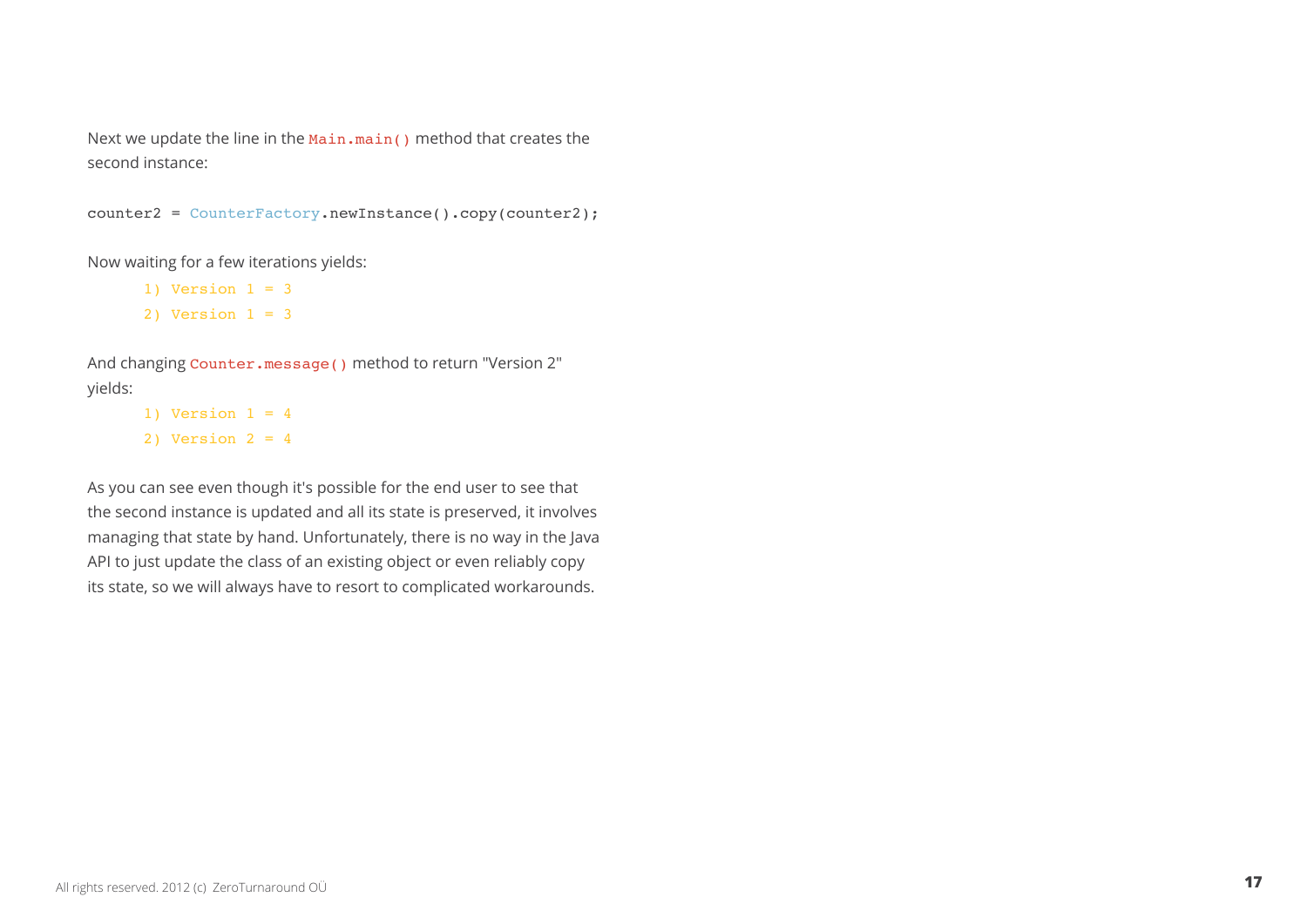Next we update the line in the `Main.main()` method that creates the second instance:

```
counter2 = CounterFactory.newInstance().copy(counter2);
```

Now waiting for a few iterations yields:

```
1) Version 1 = 3
2) Version 1 = 3
```

And changing `Counter.message()` method to return "Version 2" yields:

```
1) Version 1 = 4
2) Version 2 = 4
```

As you can see even though it's possible for the end user to see that the second instance is updated and all its state is preserved, it involves managing that state by hand. Unfortunately, there is no way in the Java API to just update the class of an existing object or even reliably copy its state, so we will always have to resort to complicated workarounds.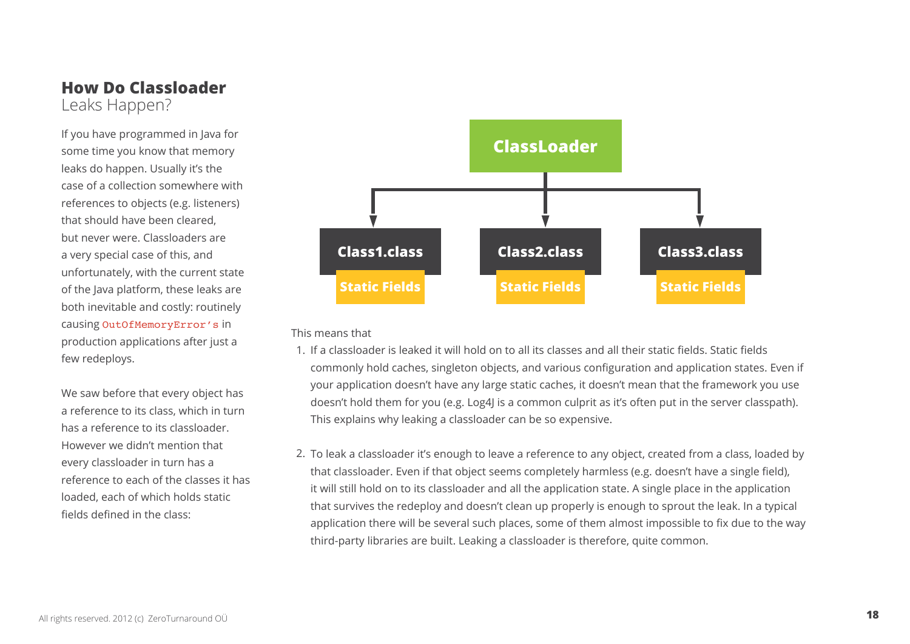## **How Do Classloader** Leaks Happen?

If you have programmed in Java for some time you know that memory leaks do happen. Usually it's the case of a collection somewhere with references to objects (e.g. listeners) that should have been cleared, but never were. Classloaders are a very special case of this, and unfortunately, with the current state of the Java platform, these leaks are both inevitable and costly: routinely causing `OutOfMemoryError's` in production applications after just a few redeploys.

We saw before that every object has a reference to its class, which in turn has a reference to its classloader. However we didn't mention that every classloader in turn has a reference to each of the classes it has loaded, each of which holds static fields defined in the class:

**ClassLoader**

**Class1.class** — **Static Fields**

**Class2.class** — **Static Fields**

**Class3.class** — **Static Fields**

This means that

1. If a classloader is leaked it will hold on to all its classes and all their static fields. Static fields commonly hold caches, singleton objects, and various configuration and application states. Even if your application doesn't have any large static caches, it doesn't mean that the framework you use doesn't hold them for you (e.g. Log4J is a common culprit as it's often put in the server classpath). This explains why leaking a classloader can be so expensive.

2. To leak a classloader it's enough to leave a reference to any object, created from a class, loaded by that classloader. Even if that object seems completely harmless (e.g. doesn't have a single field), it will still hold on to its classloader and all the application state. A single place in the application that survives the redeploy and doesn't clean up properly is enough to sprout the leak. In a typical application there will be several such places, some of them almost impossible to fix due to the way third-party libraries are built. Leaking a classloader is therefore, quite common.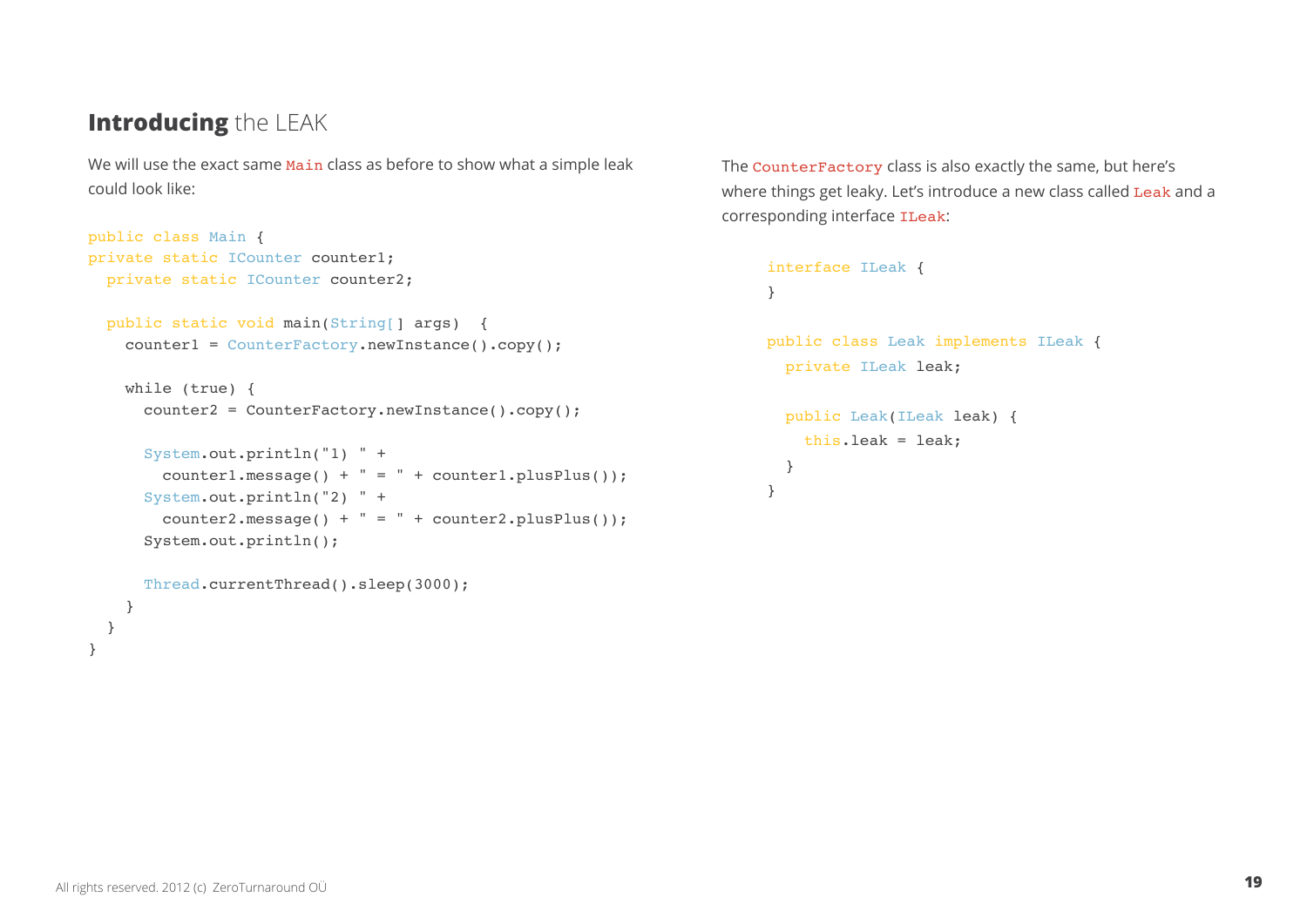## **Introducing** the LEAK

We will use the exact same `Main` class as before to show what a simple leak could look like:

```
public class Main {
private static ICounter counter1;
  private static ICounter counter2;

  public static void main(String[] args)  {
    counter1 = CounterFactory.newInstance().copy();

    while (true) {
      counter2 = CounterFactory.newInstance().copy();

      System.out.println("1) " +
        counter1.message() + " = " + counter1.plusPlus());
      System.out.println("2) " +
        counter2.message() + " = " + counter2.plusPlus());
      System.out.println();

      Thread.currentThread().sleep(3000);
    }
  }
}
```

The `CounterFactory` class is also exactly the same, but here's where things get leaky. Let's introduce a new class called `Leak` and a corresponding interface `ILeak`:

```
interface ILeak {
}

public class Leak implements ILeak {
  private ILeak leak;

  public Leak(ILeak leak) {
    this.leak = leak;
  }
}
```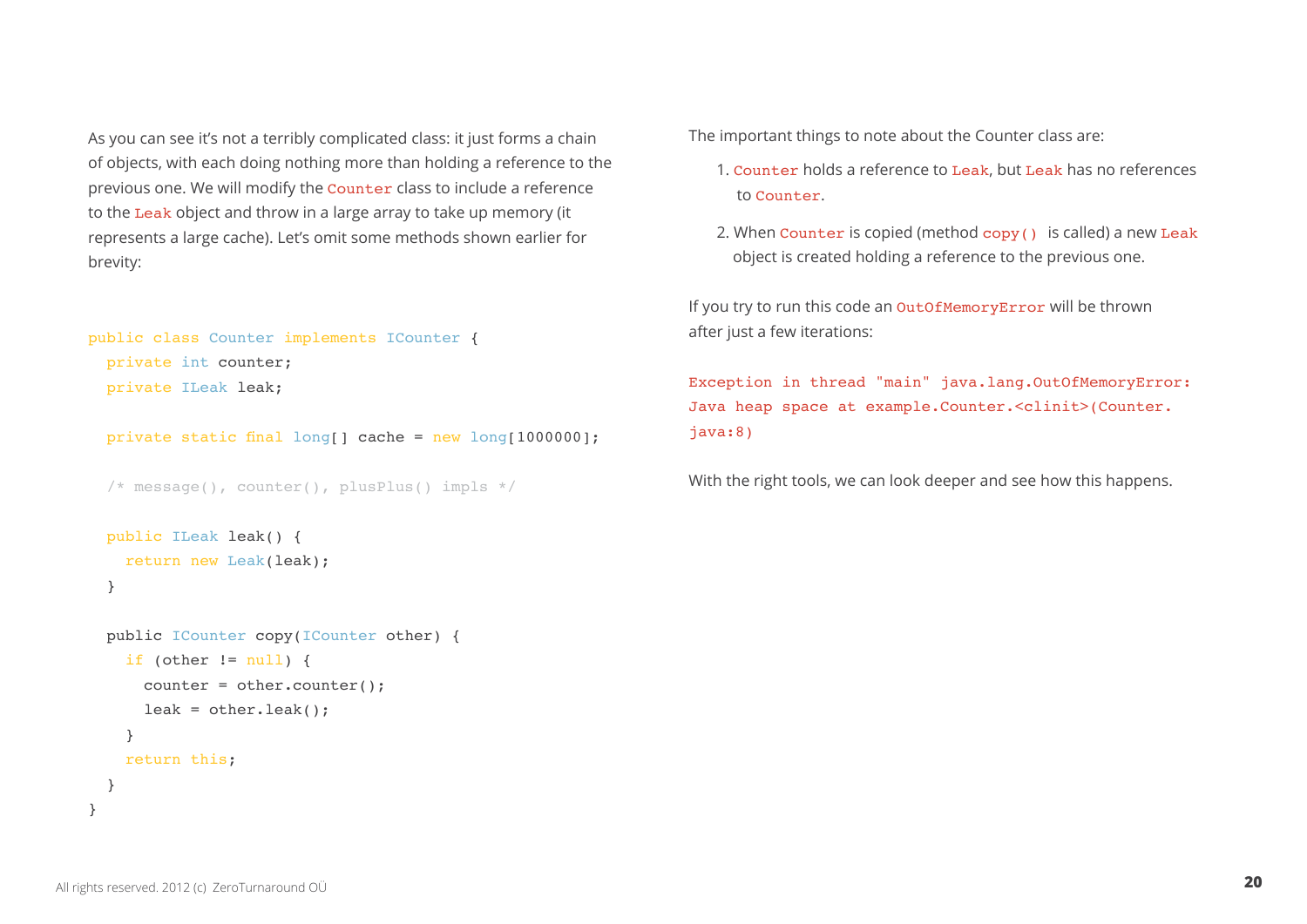As you can see it's not a terribly complicated class: it just forms a chain of objects, with each doing nothing more than holding a reference to the previous one. We will modify the `Counter` class to include a reference to the `Leak` object and throw in a large array to take up memory (it represents a large cache). Let's omit some methods shown earlier for brevity:

```
public class Counter implements ICounter {
  private int counter;
  private ILeak leak;

  private static final long[] cache = new long[1000000];

  /* message(), counter(), plusPlus() impls */

  public ILeak leak() {
    return new Leak(leak);
  }

  public ICounter copy(ICounter other) {
    if (other != null) {
      counter = other.counter();
      leak = other.leak();
    }
    return this;
  }
}
```

The important things to note about the Counter class are:

1. `Counter` holds a reference to `Leak`, but `Leak` has no references to `Counter`.
2. When `Counter` is copied (method `copy()` is called) a new `Leak` object is created holding a reference to the previous one.

If you try to run this code an `OutOfMemoryError` will be thrown after just a few iterations:

```
Exception in thread "main" java.lang.OutOfMemoryError:
Java heap space at example.Counter.<clinit>(Counter.
java:8)
```

With the right tools, we can look deeper and see how this happens.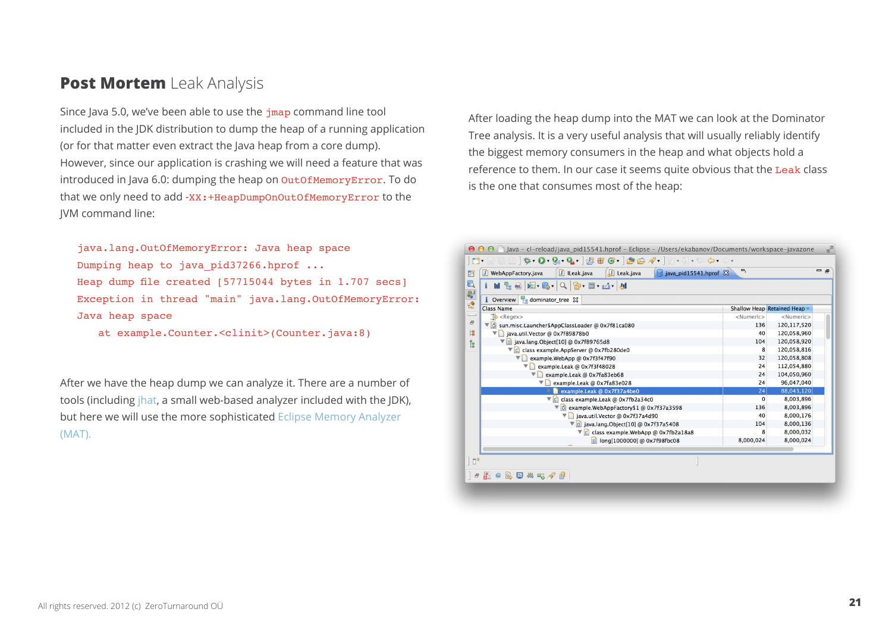## **Post Mortem** Leak Analysis

Since Java 5.0, we've been able to use the `jmap` command line tool included in the JDK distribution to dump the heap of a running application (or for that matter even extract the Java heap from a core dump). However, since our application is crashing we will need a feature that was introduced in Java 6.0: dumping the heap on `OutOfMemoryError`. To do that we only need to add `-XX:+HeapDumpOnOutOfMemoryError` to the JVM command line:

```
java.lang.OutOfMemoryError: Java heap space
Dumping heap to java_pid37266.hprof ...
Heap dump file created [57715044 bytes in 1.707 secs]
Exception in thread "main" java.lang.OutOfMemoryError:
Java heap space
    at example.Counter.<clinit>(Counter.java:8)
```

After we have the heap dump we can analyze it. There are a number of tools (including jhat, a small web-based analyzer included with the JDK), but here we will use the more sophisticated Eclipse Memory Analyzer (MAT).

After loading the heap dump into the MAT we can look at the Dominator Tree analysis. It is a very useful analysis that will usually reliably identify the biggest memory consumers in the heap and what objects hold a reference to them. In our case it seems quite obvious that the `Leak` class is the one that consumes most of the heap: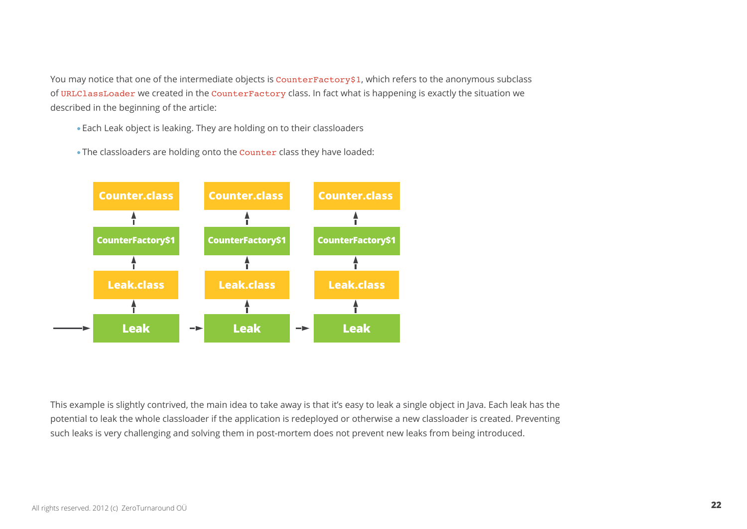You may notice that one of the intermediate objects is `CounterFactory$1`, which refers to the anonymous subclass of `URLClassLoader` we created in the `CounterFactory` class. In fact what is happening is exactly the situation we described in the beginning of the article:

- Each Leak object is leaking. They are holding on to their classloaders
- The classloaders are holding onto the `Counter` class they have loaded:

This example is slightly contrived, the main idea to take away is that it's easy to leak a single object in Java. Each leak has the potential to leak the whole classloader if the application is redeployed or otherwise a new classloader is created. Preventing such leaks is very challenging and solving them in post-mortem does not prevent new leaks from being introduced.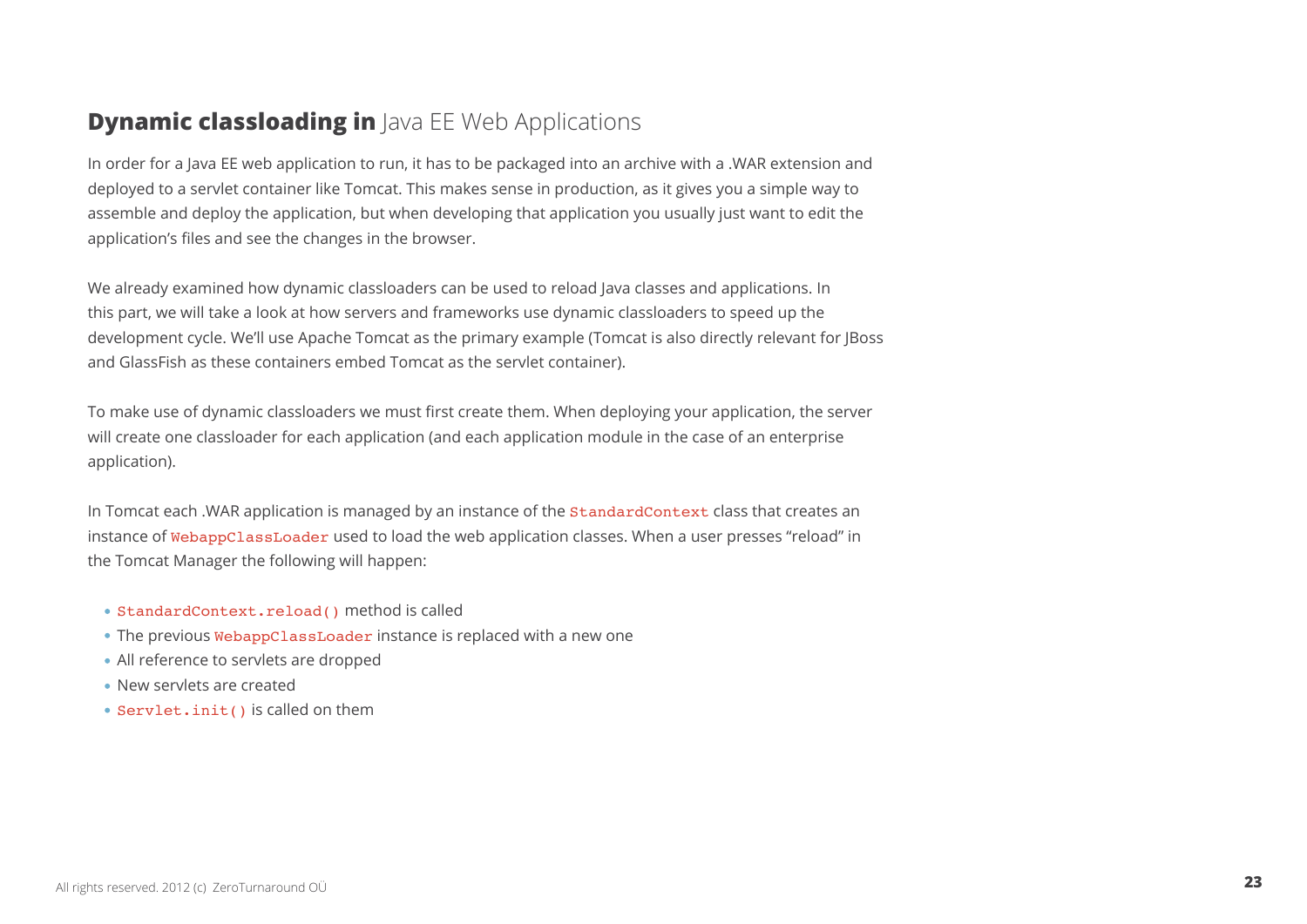## **Dynamic classloading in** Java EE Web Applications

In order for a Java EE web application to run, it has to be packaged into an archive with a .WAR extension and deployed to a servlet container like Tomcat. This makes sense in production, as it gives you a simple way to assemble and deploy the application, but when developing that application you usually just want to edit the application's files and see the changes in the browser.

We already examined how dynamic classloaders can be used to reload Java classes and applications. In this part, we will take a look at how servers and frameworks use dynamic classloaders to speed up the development cycle. We'll use Apache Tomcat as the primary example (Tomcat is also directly relevant for JBoss and GlassFish as these containers embed Tomcat as the servlet container).

To make use of dynamic classloaders we must first create them. When deploying your application, the server will create one classloader for each application (and each application module in the case of an enterprise application).

In Tomcat each .WAR application is managed by an instance of the `StandardContext` class that creates an instance of `WebappClassLoader` used to load the web application classes. When a user presses "reload" in the Tomcat Manager the following will happen:

- `StandardContext.reload()` method is called
- The previous `WebappClassLoader` instance is replaced with a new one
- All reference to servlets are dropped
- New servlets are created
- `Servlet.init()` is called on them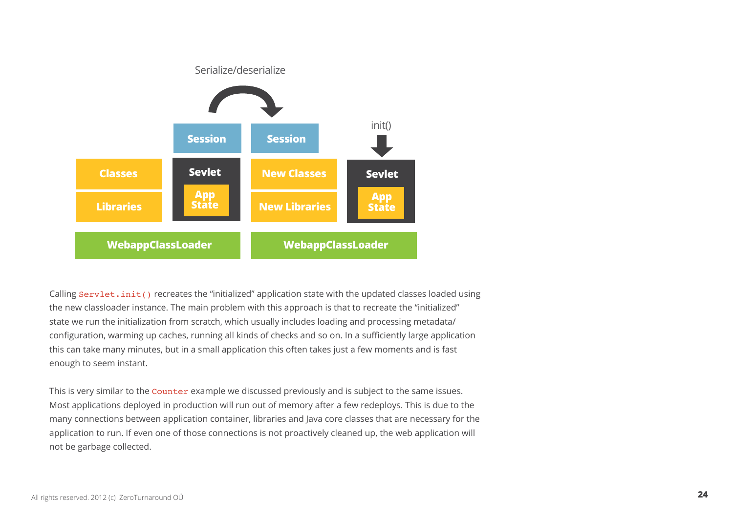Calling `Servlet.init()` recreates the "initialized" application state with the updated classes loaded using the new classloader instance. The main problem with this approach is that to recreate the "initialized" state we run the initialization from scratch, which usually includes loading and processing metadata/configuration, warming up caches, running all kinds of checks and so on. In a sufficiently large application this can take many minutes, but in a small application this often takes just a few moments and is fast enough to seem instant.

This is very similar to the `Counter` example we discussed previously and is subject to the same issues. Most applications deployed in production will run out of memory after a few redeploys. This is due to the many connections between application container, libraries and Java core classes that are necessary for the application to run. If even one of those connections is not proactively cleaned up, the web application will not be garbage collected.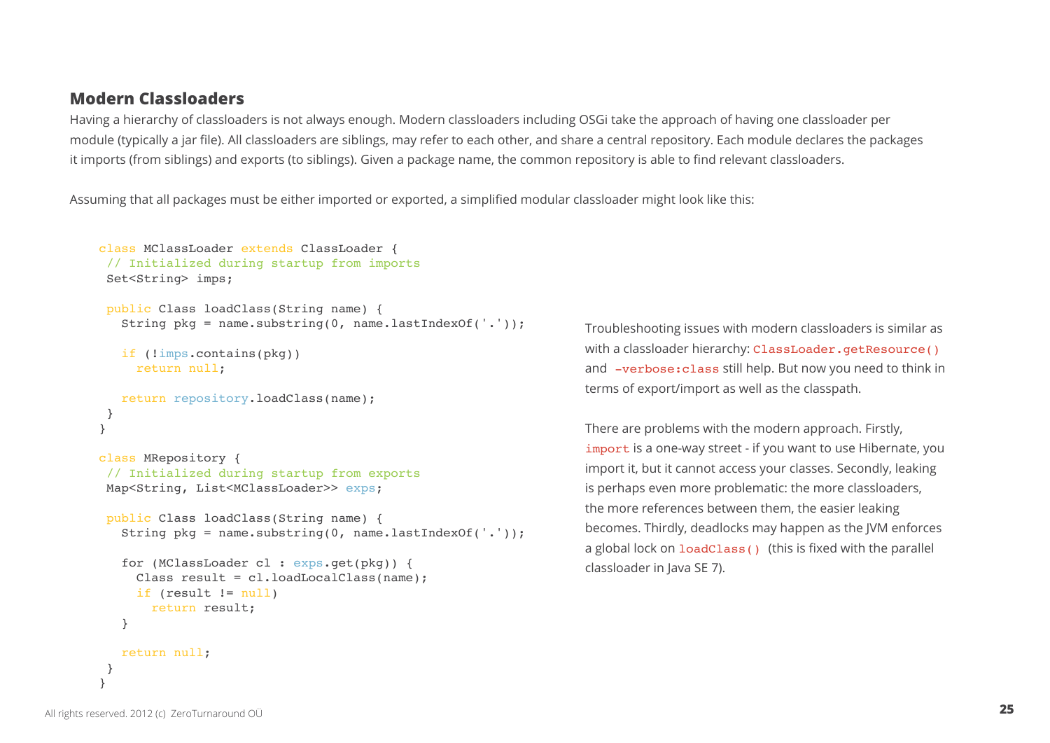## Modern Classloaders

Having a hierarchy of classloaders is not always enough. Modern classloaders including OSGi take the approach of having one classloader per module (typically a jar file). All classloaders are siblings, may refer to each other, and share a central repository. Each module declares the packages it imports (from siblings) and exports (to siblings). Given a package name, the common repository is able to find relevant classloaders.

Assuming that all packages must be either imported or exported, a simplified modular classloader might look like this:

```
class MClassLoader extends ClassLoader {
 // Initialized during startup from imports
 Set<String> imps;

 public Class loadClass(String name) {
   String pkg = name.substring(0, name.lastIndexOf('.'));

   if (!imps.contains(pkg))
     return null;

   return repository.loadClass(name);
 }
}

class MRepository {
 // Initialized during startup from exports
 Map<String, List<MClassLoader>> exps;

 public Class loadClass(String name) {
   String pkg = name.substring(0, name.lastIndexOf('.'));

   for (MClassLoader cl : exps.get(pkg)) {
     Class result = cl.loadLocalClass(name);
     if (result != null)
       return result;
   }

   return null;
 }
}
```

Troubleshooting issues with modern classloaders is similar as with a classloader hierarchy: `ClassLoader.getResource()` and `-verbose:class` still help. But now you need to think in terms of export/import as well as the classpath.

There are problems with the modern approach. Firstly, `import` is a one-way street - if you want to use Hibernate, you import it, but it cannot access your classes. Secondly, leaking is perhaps even more problematic: the more classloaders, the more references between them, the easier leaking becomes. Thirdly, deadlocks may happen as the JVM enforces a global lock on `loadClass()` (this is fixed with the parallel classloader in Java SE 7).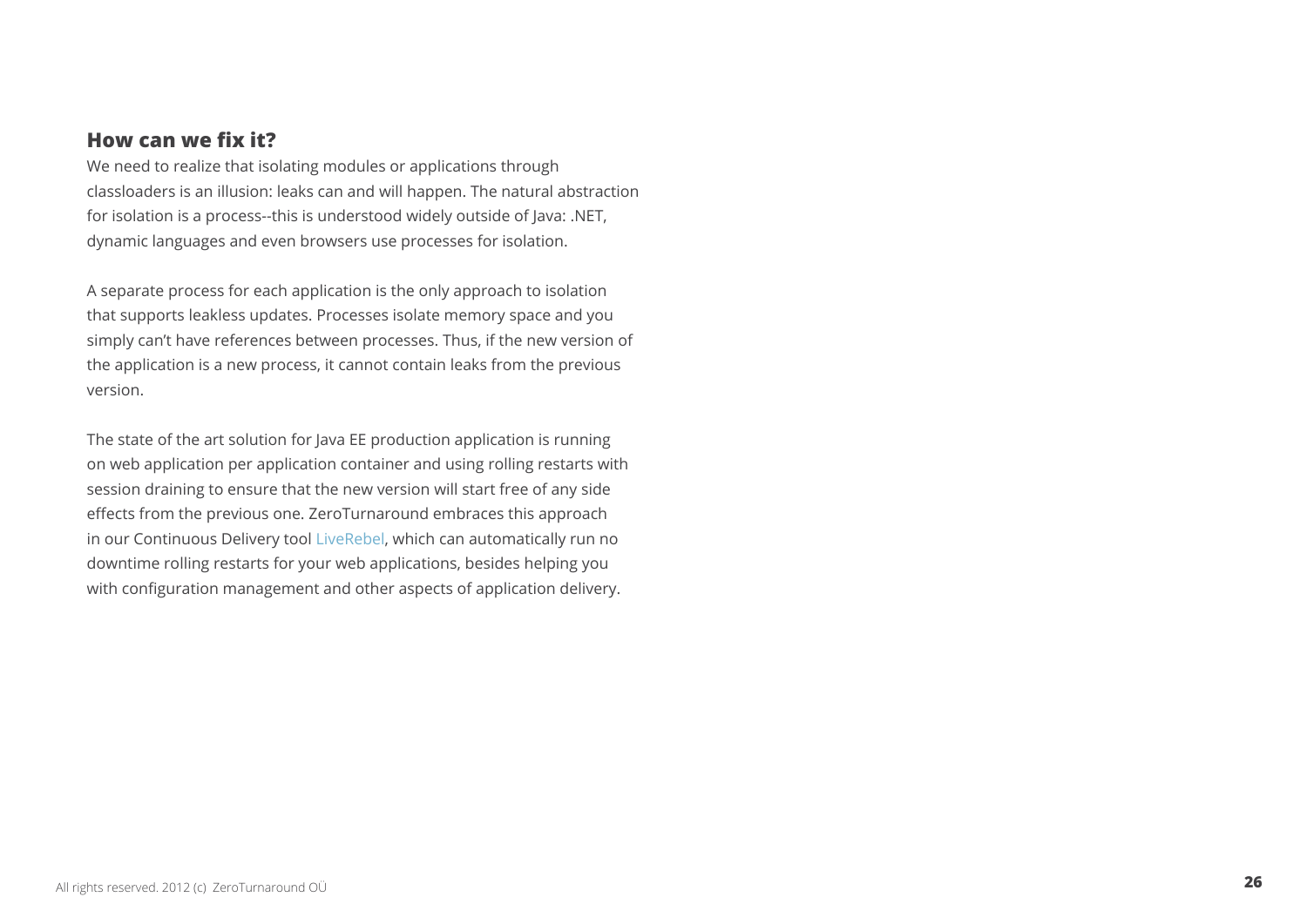### How can we fix it?

We need to realize that isolating modules or applications through classloaders is an illusion: leaks can and will happen. The natural abstraction for isolation is a process--this is understood widely outside of Java: .NET, dynamic languages and even browsers use processes for isolation.

A separate process for each application is the only approach to isolation that supports leakless updates. Processes isolate memory space and you simply can't have references between processes. Thus, if the new version of the application is a new process, it cannot contain leaks from the previous version.

The state of the art solution for Java EE production application is running on web application per application container and using rolling restarts with session draining to ensure that the new version will start free of any side effects from the previous one. ZeroTurnaround embraces this approach in our Continuous Delivery tool LiveRebel, which can automatically run no downtime rolling restarts for your web applications, besides helping you with configuration management and other aspects of application delivery.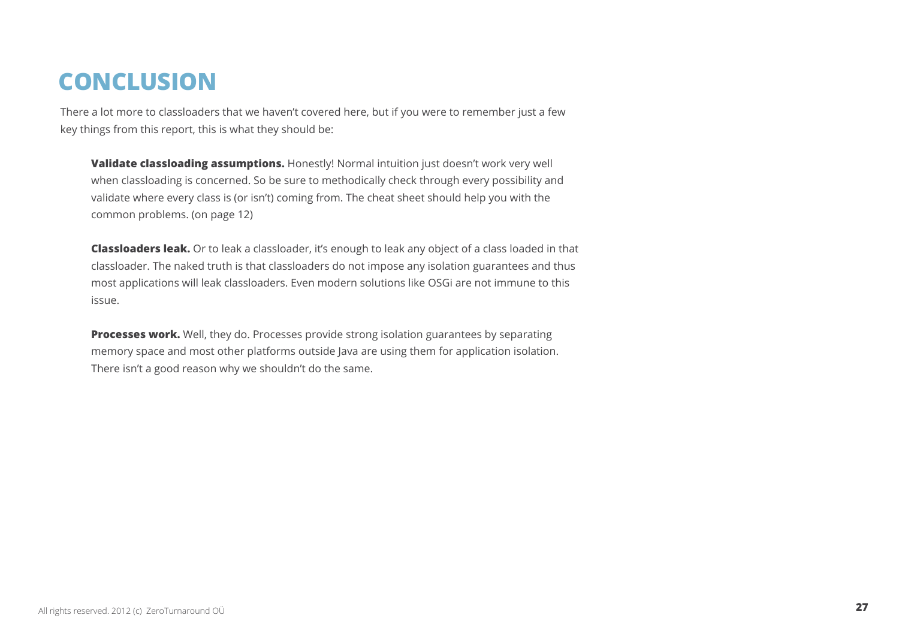# CONCLUSION

There a lot more to classloaders that we haven't covered here, but if you were to remember just a few key things from this report, this is what they should be:

**Validate classloading assumptions.** Honestly! Normal intuition just doesn't work very well when classloading is concerned. So be sure to methodically check through every possibility and validate where every class is (or isn't) coming from. The cheat sheet should help you with the common problems. (on page 12)

**Classloaders leak.** Or to leak a classloader, it's enough to leak any object of a class loaded in that classloader. The naked truth is that classloaders do not impose any isolation guarantees and thus most applications will leak classloaders. Even modern solutions like OSGi are not immune to this issue.

**Processes work.** Well, they do. Processes provide strong isolation guarantees by separating memory space and most other platforms outside Java are using them for application isolation. There isn't a good reason why we shouldn't do the same.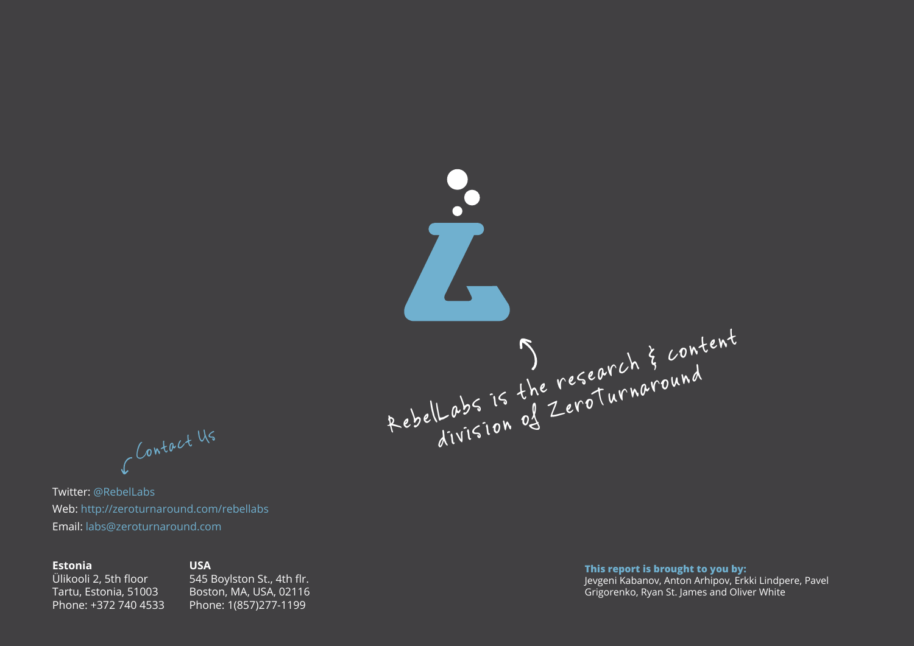RebelLabs is the research & content division of ZeroTurnaround

Contact Us

Twitter: @RebelLabs
Web: http://zeroturnaround.com/rebellabs
Email: labs@zeroturnaround.com

**Estonia**
Ülikooli 2, 5th floor
Tartu, Estonia, 51003
Phone: +372 740 4533

**USA**
545 Boylston St., 4th flr.
Boston, MA, USA, 02116
Phone: 1(857)277-1199

**This report is brought to you by:**
Jevgeni Kabanov, Anton Arhipov, Erkki Lindpere, Pavel Grigorenko, Ryan St. James and Oliver White